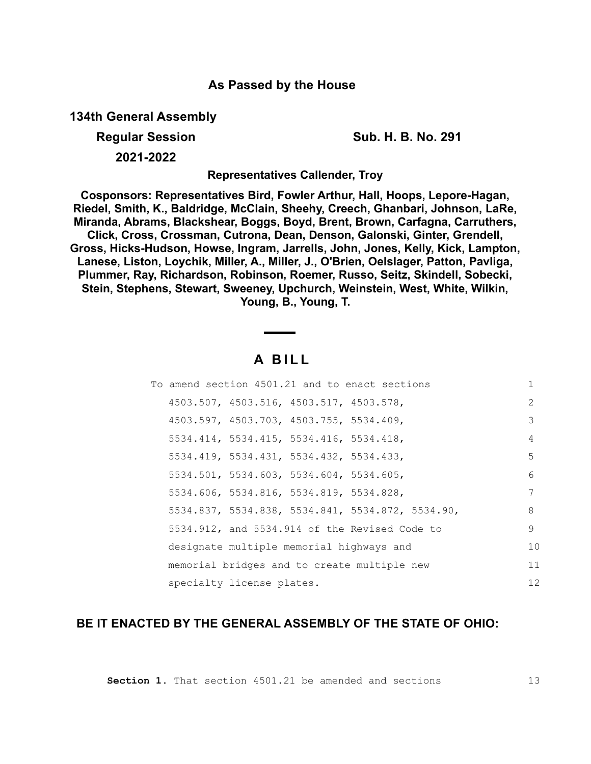## As Passed by the House

**134th General Assembly**

**Regular Session** **Sub. H. B. No. 291**

**2021-2022**

**Representatives Callender, Troy**

**Cosponsors: Representatives Bird, Fowler Arthur, Hall, Hoops, Lepore-Hagan, Riedel, Smith, K., Baldridge, McClain, Sheehy, Creech, Ghanbari, Johnson, LaRe, Miranda, Abrams, Blackshear, Boggs, Boyd, Brent, Brown, Carfagna, Carruthers, Click, Cross, Crossman, Cutrona, Dean, Denson, Galonski, Ginter, Grendell, Gross, Hicks-Hudson, Howse, Ingram, Jarrells, John, Jones, Kelly, Kick, Lampton, Lanese, Liston, Loychik, Miller, A., Miller, J., O'Brien, Oelslager, Patton, Pavliga, Plummer, Ray, Richardson, Robinson, Roemer, Russo, Seitz, Skindell, Sobecki, Stein, Stephens, Stewart, Sweeney, Upchurch, Weinstein, West, White, Wilkin, Young, B., Young, T.**

# A BILL

To amend section 4501.21 and to enact sections 4503.507, 4503.516, 4503.517, 4503.578, 4503.597, 4503.703, 4503.755, 5534.409, 5534.414, 5534.415, 5534.416, 5534.418, 5534.419, 5534.431, 5534.432, 5534.433, 5534.501, 5534.603, 5534.604, 5534.605, 5534.606, 5534.816, 5534.819, 5534.828, 5534.837, 5534.838, 5534.841, 5534.872, 5534.90, 5534.912, and 5534.914 of the Revised Code to designate multiple memorial highways and memorial bridges and to create multiple new specialty license plates.

**BE IT ENACTED BY THE GENERAL ASSEMBLY OF THE STATE OF OHIO:**

**Section 1.** That section 4501.21 be amended and sections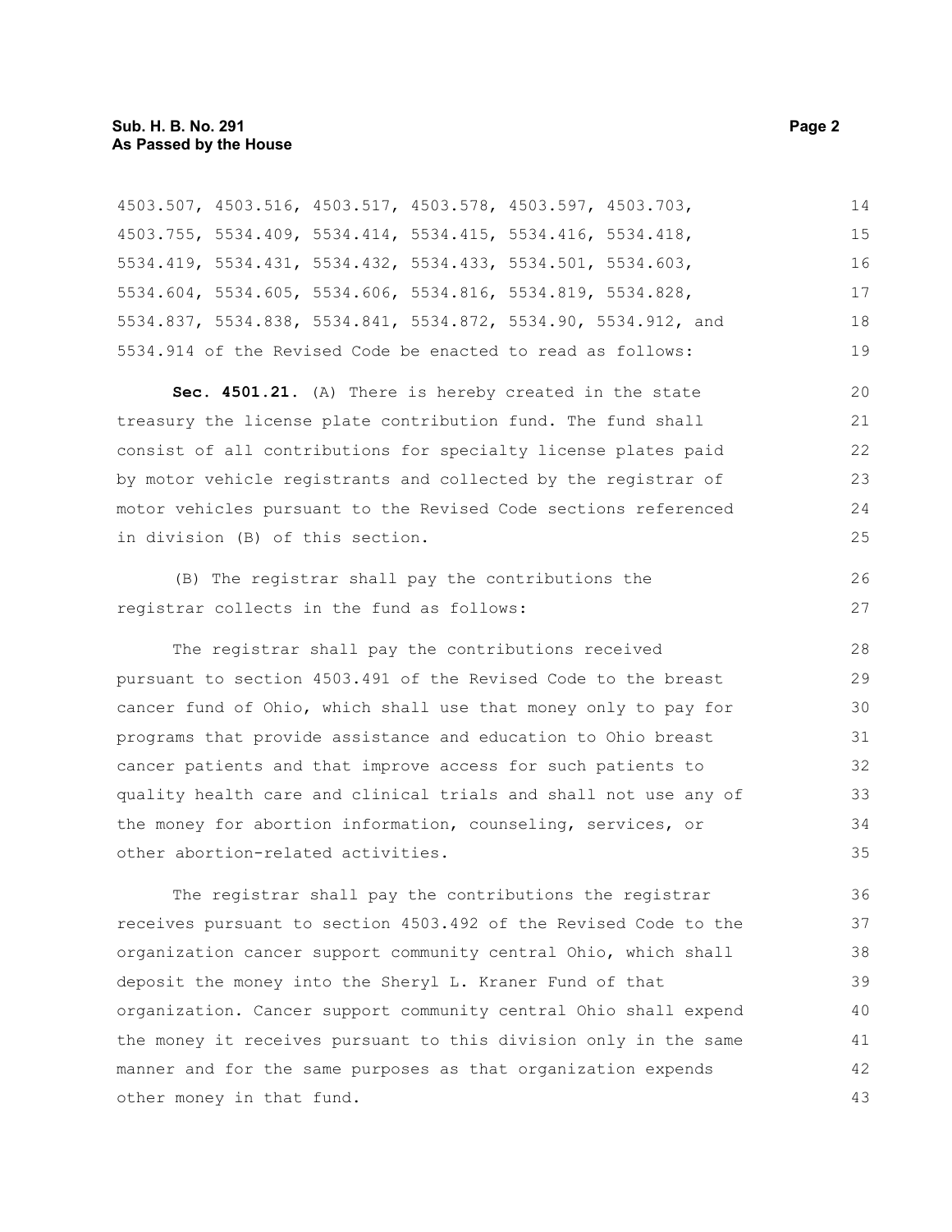4503.507, 4503.516, 4503.517, 4503.578, 4503.597, 4503.703, 4503.755, 5534.409, 5534.414, 5534.415, 5534.416, 5534.418, 5534.419, 5534.431, 5534.432, 5534.433, 5534.501, 5534.603, 5534.604, 5534.605, 5534.606, 5534.816, 5534.819, 5534.828, 5534.837, 5534.838, 5534.841, 5534.872, 5534.90, 5534.912, and 5534.914 of the Revised Code be enacted to read as follows:

**Sec. 4501.21.** (A) There is hereby created in the state treasury the license plate contribution fund. The fund shall consist of all contributions for specialty license plates paid by motor vehicle registrants and collected by the registrar of motor vehicles pursuant to the Revised Code sections referenced in division (B) of this section.

(B) The registrar shall pay the contributions the registrar collects in the fund as follows:

The registrar shall pay the contributions received pursuant to section 4503.491 of the Revised Code to the breast cancer fund of Ohio, which shall use that money only to pay for programs that provide assistance and education to Ohio breast cancer patients and that improve access for such patients to quality health care and clinical trials and shall not use any of the money for abortion information, counseling, services, or other abortion-related activities.

The registrar shall pay the contributions the registrar receives pursuant to section 4503.492 of the Revised Code to the organization cancer support community central Ohio, which shall deposit the money into the Sheryl L. Kraner Fund of that organization. Cancer support community central Ohio shall expend the money it receives pursuant to this division only in the same manner and for the same purposes as that organization expends other money in that fund.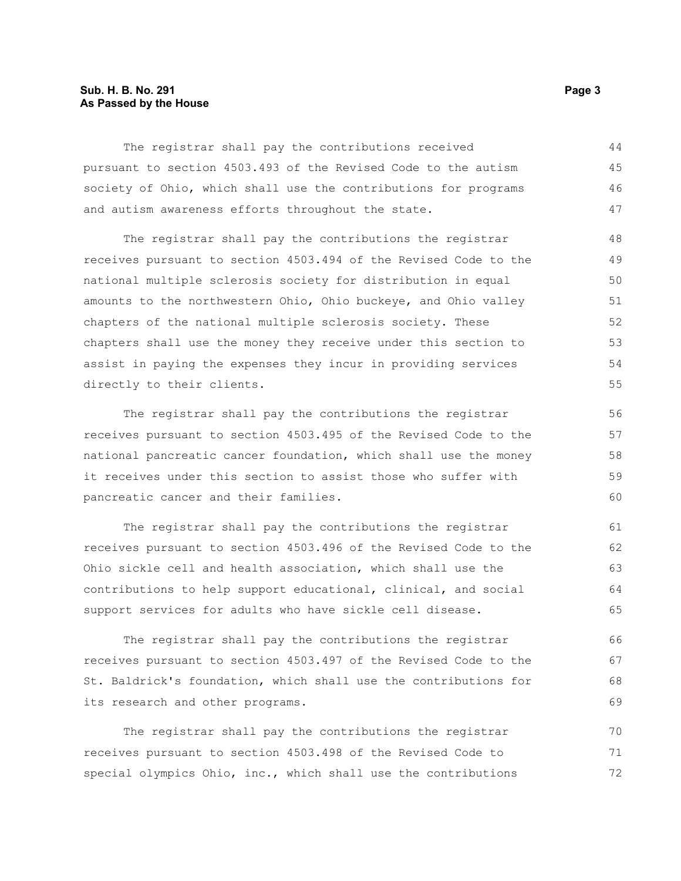The registrar shall pay the contributions received pursuant to section 4503.493 of the Revised Code to the autism society of Ohio, which shall use the contributions for programs and autism awareness efforts throughout the state.

The registrar shall pay the contributions the registrar receives pursuant to section 4503.494 of the Revised Code to the national multiple sclerosis society for distribution in equal amounts to the northwestern Ohio, Ohio buckeye, and Ohio valley chapters of the national multiple sclerosis society. These chapters shall use the money they receive under this section to assist in paying the expenses they incur in providing services directly to their clients.

The registrar shall pay the contributions the registrar receives pursuant to section 4503.495 of the Revised Code to the national pancreatic cancer foundation, which shall use the money it receives under this section to assist those who suffer with pancreatic cancer and their families.

The registrar shall pay the contributions the registrar receives pursuant to section 4503.496 of the Revised Code to the Ohio sickle cell and health association, which shall use the contributions to help support educational, clinical, and social support services for adults who have sickle cell disease.

The registrar shall pay the contributions the registrar receives pursuant to section 4503.497 of the Revised Code to the St. Baldrick's foundation, which shall use the contributions for its research and other programs.

The registrar shall pay the contributions the registrar receives pursuant to section 4503.498 of the Revised Code to special olympics Ohio, inc., which shall use the contributions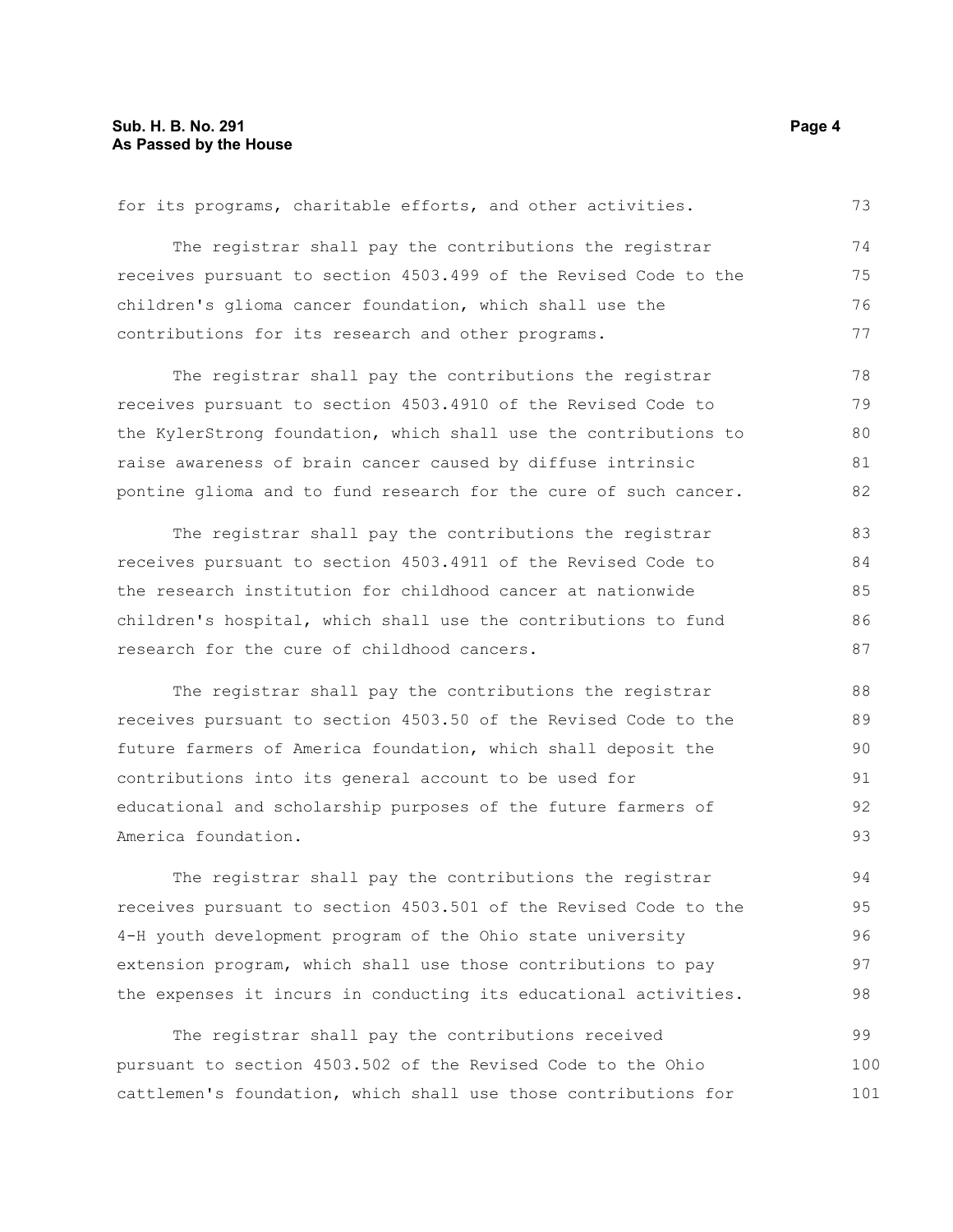for its programs, charitable efforts, and other activities.

The registrar shall pay the contributions the registrar receives pursuant to section 4503.499 of the Revised Code to the children's glioma cancer foundation, which shall use the contributions for its research and other programs.

The registrar shall pay the contributions the registrar receives pursuant to section 4503.4910 of the Revised Code to the KylerStrong foundation, which shall use the contributions to raise awareness of brain cancer caused by diffuse intrinsic pontine glioma and to fund research for the cure of such cancer.

The registrar shall pay the contributions the registrar receives pursuant to section 4503.4911 of the Revised Code to the research institution for childhood cancer at nationwide children's hospital, which shall use the contributions to fund research for the cure of childhood cancers.

The registrar shall pay the contributions the registrar receives pursuant to section 4503.50 of the Revised Code to the future farmers of America foundation, which shall deposit the contributions into its general account to be used for educational and scholarship purposes of the future farmers of America foundation.

The registrar shall pay the contributions the registrar receives pursuant to section 4503.501 of the Revised Code to the 4-H youth development program of the Ohio state university extension program, which shall use those contributions to pay the expenses it incurs in conducting its educational activities.

The registrar shall pay the contributions received pursuant to section 4503.502 of the Revised Code to the Ohio cattlemen's foundation, which shall use those contributions for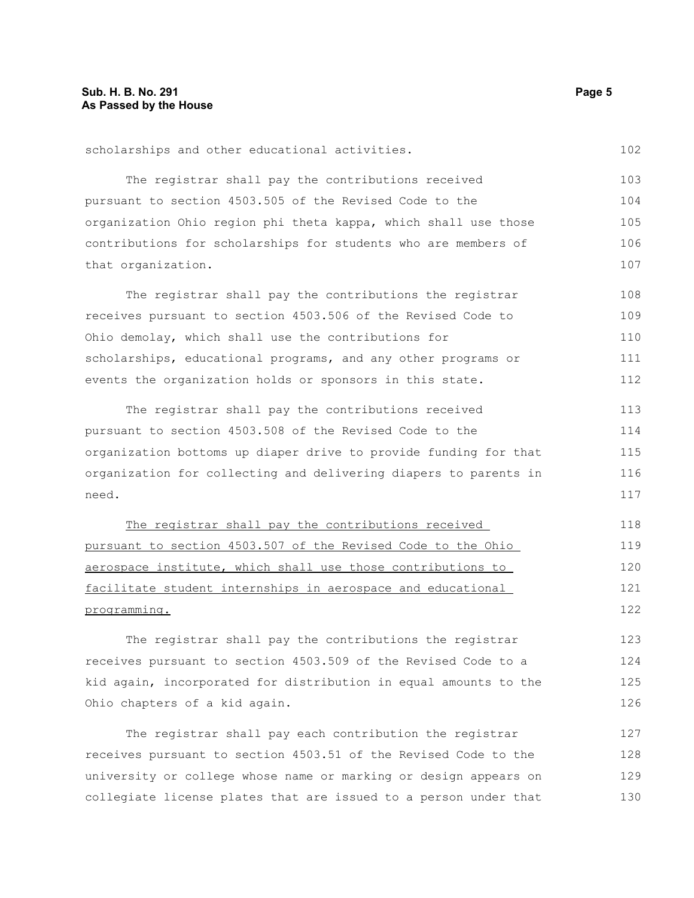scholarships and other educational activities.

The registrar shall pay the contributions received pursuant to section 4503.505 of the Revised Code to the organization Ohio region phi theta kappa, which shall use those contributions for scholarships for students who are members of that organization.

The registrar shall pay the contributions the registrar receives pursuant to section 4503.506 of the Revised Code to Ohio demolay, which shall use the contributions for scholarships, educational programs, and any other programs or events the organization holds or sponsors in this state.

The registrar shall pay the contributions received pursuant to section 4503.508 of the Revised Code to the organization bottoms up diaper drive to provide funding for that organization for collecting and delivering diapers to parents in need.

<u>The registrar shall pay the contributions received pursuant to section 4503.507 of the Revised Code to the Ohio aerospace institute, which shall use those contributions to facilitate student internships in aerospace and educational programming.</u>

The registrar shall pay the contributions the registrar receives pursuant to section 4503.509 of the Revised Code to a kid again, incorporated for distribution in equal amounts to the Ohio chapters of a kid again.

The registrar shall pay each contribution the registrar receives pursuant to section 4503.51 of the Revised Code to the university or college whose name or marking or design appears on collegiate license plates that are issued to a person under that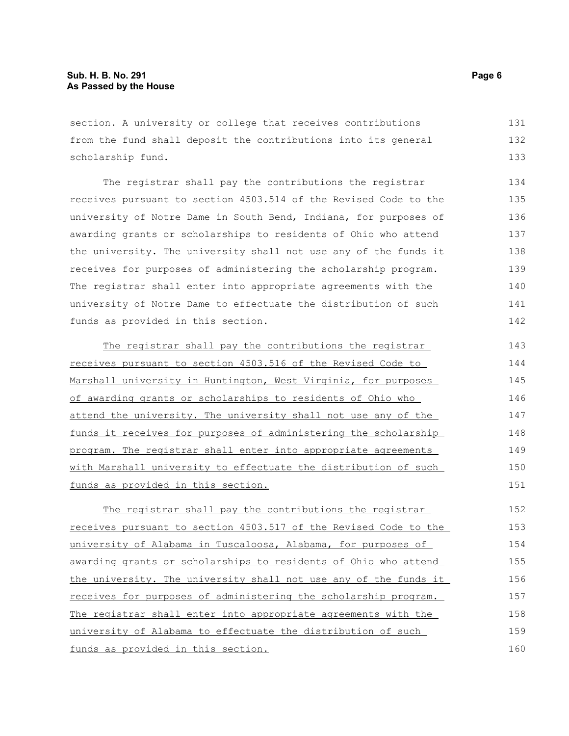section. A university or college that receives contributions from the fund shall deposit the contributions into its general scholarship fund.

The registrar shall pay the contributions the registrar receives pursuant to section 4503.514 of the Revised Code to the university of Notre Dame in South Bend, Indiana, for purposes of awarding grants or scholarships to residents of Ohio who attend the university. The university shall not use any of the funds it receives for purposes of administering the scholarship program. The registrar shall enter into appropriate agreements with the university of Notre Dame to effectuate the distribution of such funds as provided in this section.

<u>The registrar shall pay the contributions the registrar receives pursuant to section 4503.516 of the Revised Code to Marshall university in Huntington, West Virginia, for purposes of awarding grants or scholarships to residents of Ohio who attend the university. The university shall not use any of the funds it receives for purposes of administering the scholarship program. The registrar shall enter into appropriate agreements with Marshall university to effectuate the distribution of such funds as provided in this section.</u>

<u>The registrar shall pay the contributions the registrar receives pursuant to section 4503.517 of the Revised Code to the university of Alabama in Tuscaloosa, Alabama, for purposes of awarding grants or scholarships to residents of Ohio who attend the university. The university shall not use any of the funds it receives for purposes of administering the scholarship program. The registrar shall enter into appropriate agreements with the university of Alabama to effectuate the distribution of such funds as provided in this section.</u>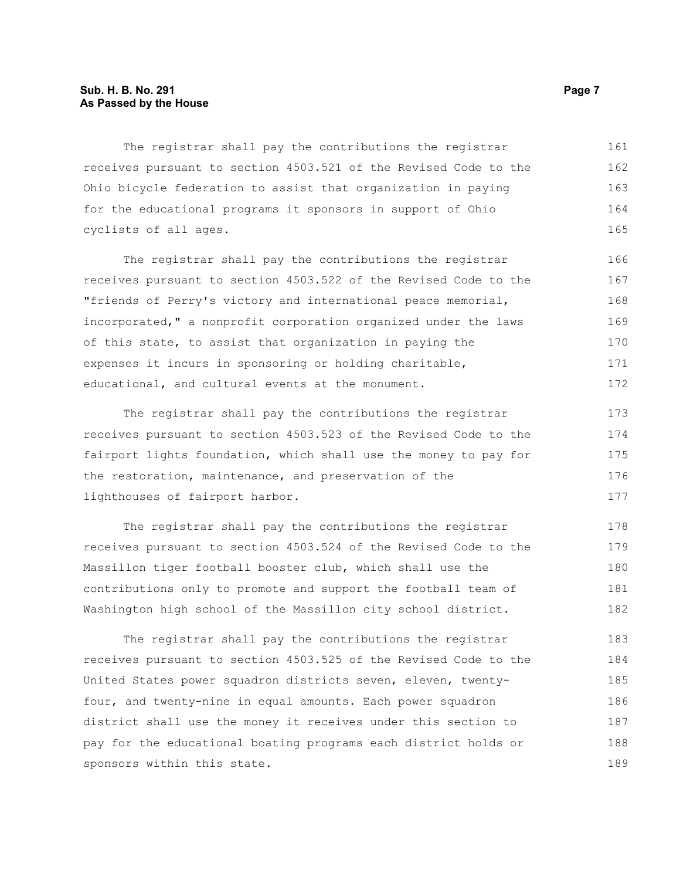The registrar shall pay the contributions the registrar receives pursuant to section 4503.521 of the Revised Code to the Ohio bicycle federation to assist that organization in paying for the educational programs it sponsors in support of Ohio cyclists of all ages.

The registrar shall pay the contributions the registrar receives pursuant to section 4503.522 of the Revised Code to the "friends of Perry's victory and international peace memorial, incorporated," a nonprofit corporation organized under the laws of this state, to assist that organization in paying the expenses it incurs in sponsoring or holding charitable, educational, and cultural events at the monument.

The registrar shall pay the contributions the registrar receives pursuant to section 4503.523 of the Revised Code to the fairport lights foundation, which shall use the money to pay for the restoration, maintenance, and preservation of the lighthouses of fairport harbor.

The registrar shall pay the contributions the registrar receives pursuant to section 4503.524 of the Revised Code to the Massillon tiger football booster club, which shall use the contributions only to promote and support the football team of Washington high school of the Massillon city school district.

The registrar shall pay the contributions the registrar receives pursuant to section 4503.525 of the Revised Code to the United States power squadron districts seven, eleven, twenty-four, and twenty-nine in equal amounts. Each power squadron district shall use the money it receives under this section to pay for the educational boating programs each district holds or sponsors within this state.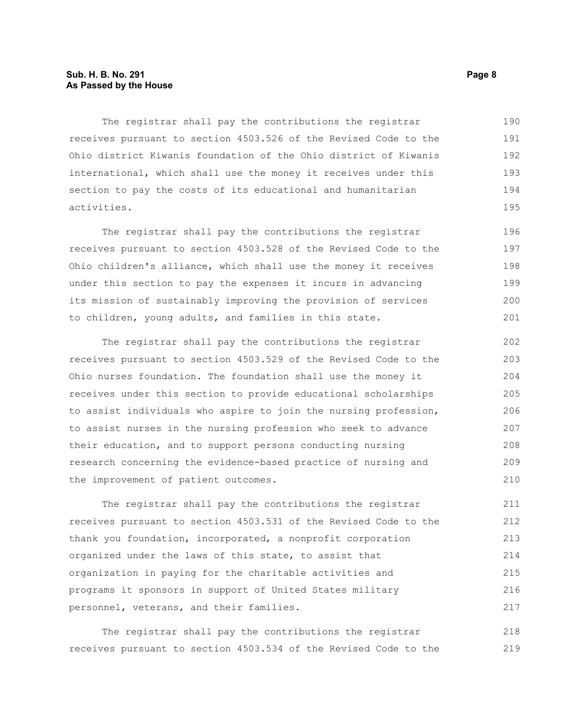The registrar shall pay the contributions the registrar receives pursuant to section 4503.526 of the Revised Code to the Ohio district Kiwanis foundation of the Ohio district of Kiwanis international, which shall use the money it receives under this section to pay the costs of its educational and humanitarian activities.

The registrar shall pay the contributions the registrar receives pursuant to section 4503.528 of the Revised Code to the Ohio children's alliance, which shall use the money it receives under this section to pay the expenses it incurs in advancing its mission of sustainably improving the provision of services to children, young adults, and families in this state.

The registrar shall pay the contributions the registrar receives pursuant to section 4503.529 of the Revised Code to the Ohio nurses foundation. The foundation shall use the money it receives under this section to provide educational scholarships to assist individuals who aspire to join the nursing profession, to assist nurses in the nursing profession who seek to advance their education, and to support persons conducting nursing research concerning the evidence-based practice of nursing and the improvement of patient outcomes.

The registrar shall pay the contributions the registrar receives pursuant to section 4503.531 of the Revised Code to the thank you foundation, incorporated, a nonprofit corporation organized under the laws of this state, to assist that organization in paying for the charitable activities and programs it sponsors in support of United States military personnel, veterans, and their families.

The registrar shall pay the contributions the registrar receives pursuant to section 4503.534 of the Revised Code to the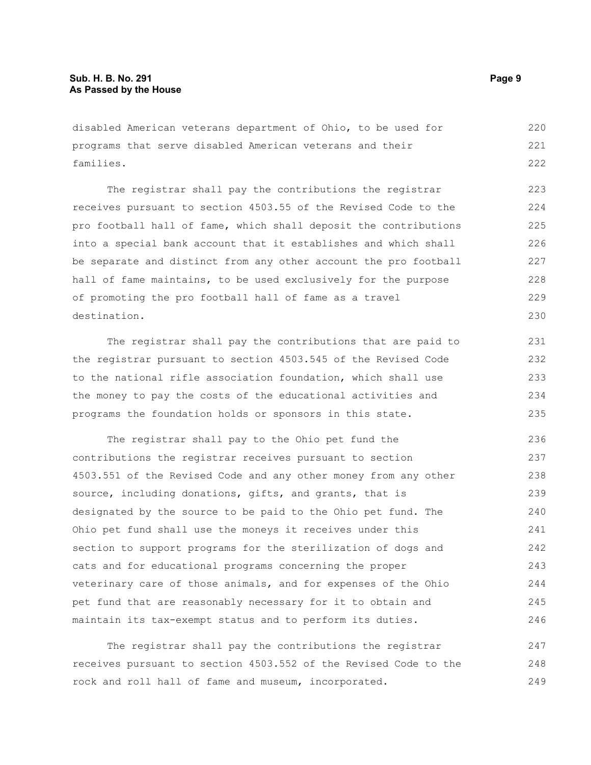disabled American veterans department of Ohio, to be used for programs that serve disabled American veterans and their families.

The registrar shall pay the contributions the registrar receives pursuant to section 4503.55 of the Revised Code to the pro football hall of fame, which shall deposit the contributions into a special bank account that it establishes and which shall be separate and distinct from any other account the pro football hall of fame maintains, to be used exclusively for the purpose of promoting the pro football hall of fame as a travel destination.

The registrar shall pay the contributions that are paid to the registrar pursuant to section 4503.545 of the Revised Code to the national rifle association foundation, which shall use the money to pay the costs of the educational activities and programs the foundation holds or sponsors in this state.

The registrar shall pay to the Ohio pet fund the contributions the registrar receives pursuant to section 4503.551 of the Revised Code and any other money from any other source, including donations, gifts, and grants, that is designated by the source to be paid to the Ohio pet fund. The Ohio pet fund shall use the moneys it receives under this section to support programs for the sterilization of dogs and cats and for educational programs concerning the proper veterinary care of those animals, and for expenses of the Ohio pet fund that are reasonably necessary for it to obtain and maintain its tax-exempt status and to perform its duties.

The registrar shall pay the contributions the registrar receives pursuant to section 4503.552 of the Revised Code to the rock and roll hall of fame and museum, incorporated.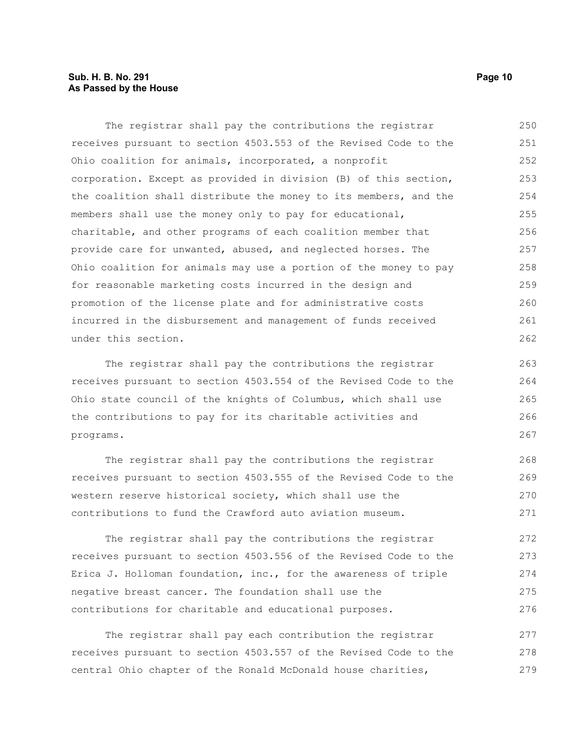The registrar shall pay the contributions the registrar receives pursuant to section 4503.553 of the Revised Code to the Ohio coalition for animals, incorporated, a nonprofit corporation. Except as provided in division (B) of this section, the coalition shall distribute the money to its members, and the members shall use the money only to pay for educational, charitable, and other programs of each coalition member that provide care for unwanted, abused, and neglected horses. The Ohio coalition for animals may use a portion of the money to pay for reasonable marketing costs incurred in the design and promotion of the license plate and for administrative costs incurred in the disbursement and management of funds received under this section.

The registrar shall pay the contributions the registrar receives pursuant to section 4503.554 of the Revised Code to the Ohio state council of the knights of Columbus, which shall use the contributions to pay for its charitable activities and programs.

The registrar shall pay the contributions the registrar receives pursuant to section 4503.555 of the Revised Code to the western reserve historical society, which shall use the contributions to fund the Crawford auto aviation museum.

The registrar shall pay the contributions the registrar receives pursuant to section 4503.556 of the Revised Code to the Erica J. Holloman foundation, inc., for the awareness of triple negative breast cancer. The foundation shall use the contributions for charitable and educational purposes.

The registrar shall pay each contribution the registrar receives pursuant to section 4503.557 of the Revised Code to the central Ohio chapter of the Ronald McDonald house charities,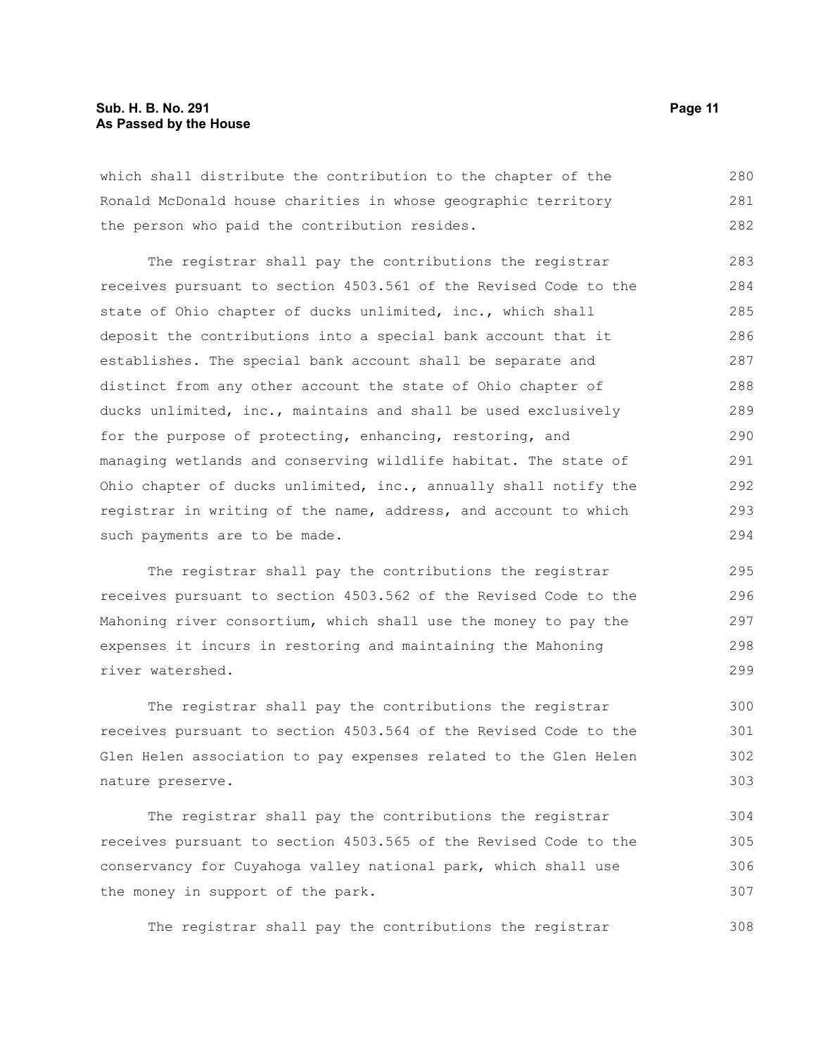which shall distribute the contribution to the chapter of the Ronald McDonald house charities in whose geographic territory the person who paid the contribution resides.

The registrar shall pay the contributions the registrar receives pursuant to section 4503.561 of the Revised Code to the state of Ohio chapter of ducks unlimited, inc., which shall deposit the contributions into a special bank account that it establishes. The special bank account shall be separate and distinct from any other account the state of Ohio chapter of ducks unlimited, inc., maintains and shall be used exclusively for the purpose of protecting, enhancing, restoring, and managing wetlands and conserving wildlife habitat. The state of Ohio chapter of ducks unlimited, inc., annually shall notify the registrar in writing of the name, address, and account to which such payments are to be made.

The registrar shall pay the contributions the registrar receives pursuant to section 4503.562 of the Revised Code to the Mahoning river consortium, which shall use the money to pay the expenses it incurs in restoring and maintaining the Mahoning river watershed.

The registrar shall pay the contributions the registrar receives pursuant to section 4503.564 of the Revised Code to the Glen Helen association to pay expenses related to the Glen Helen nature preserve.

The registrar shall pay the contributions the registrar receives pursuant to section 4503.565 of the Revised Code to the conservancy for Cuyahoga valley national park, which shall use the money in support of the park.

The registrar shall pay the contributions the registrar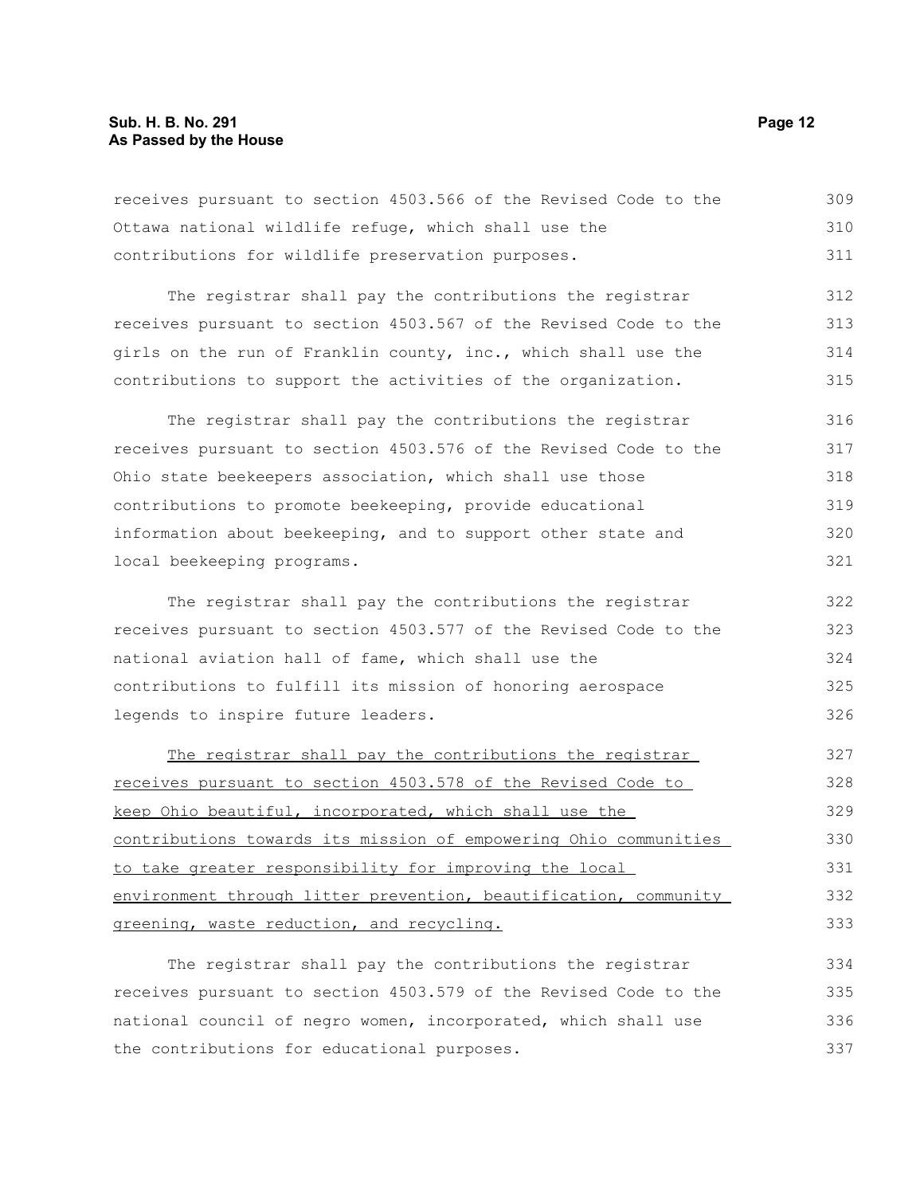receives pursuant to section 4503.566 of the Revised Code to the Ottawa national wildlife refuge, which shall use the contributions for wildlife preservation purposes.

The registrar shall pay the contributions the registrar receives pursuant to section 4503.567 of the Revised Code to the girls on the run of Franklin county, inc., which shall use the contributions to support the activities of the organization.

The registrar shall pay the contributions the registrar receives pursuant to section 4503.576 of the Revised Code to the Ohio state beekeepers association, which shall use those contributions to promote beekeeping, provide educational information about beekeeping, and to support other state and local beekeeping programs.

The registrar shall pay the contributions the registrar receives pursuant to section 4503.577 of the Revised Code to the national aviation hall of fame, which shall use the contributions to fulfill its mission of honoring aerospace legends to inspire future leaders.

<u>The registrar shall pay the contributions the registrar receives pursuant to section 4503.578 of the Revised Code to keep Ohio beautiful, incorporated, which shall use the contributions towards its mission of empowering Ohio communities to take greater responsibility for improving the local environment through litter prevention, beautification, community greening, waste reduction, and recycling.</u>

The registrar shall pay the contributions the registrar receives pursuant to section 4503.579 of the Revised Code to the national council of negro women, incorporated, which shall use the contributions for educational purposes.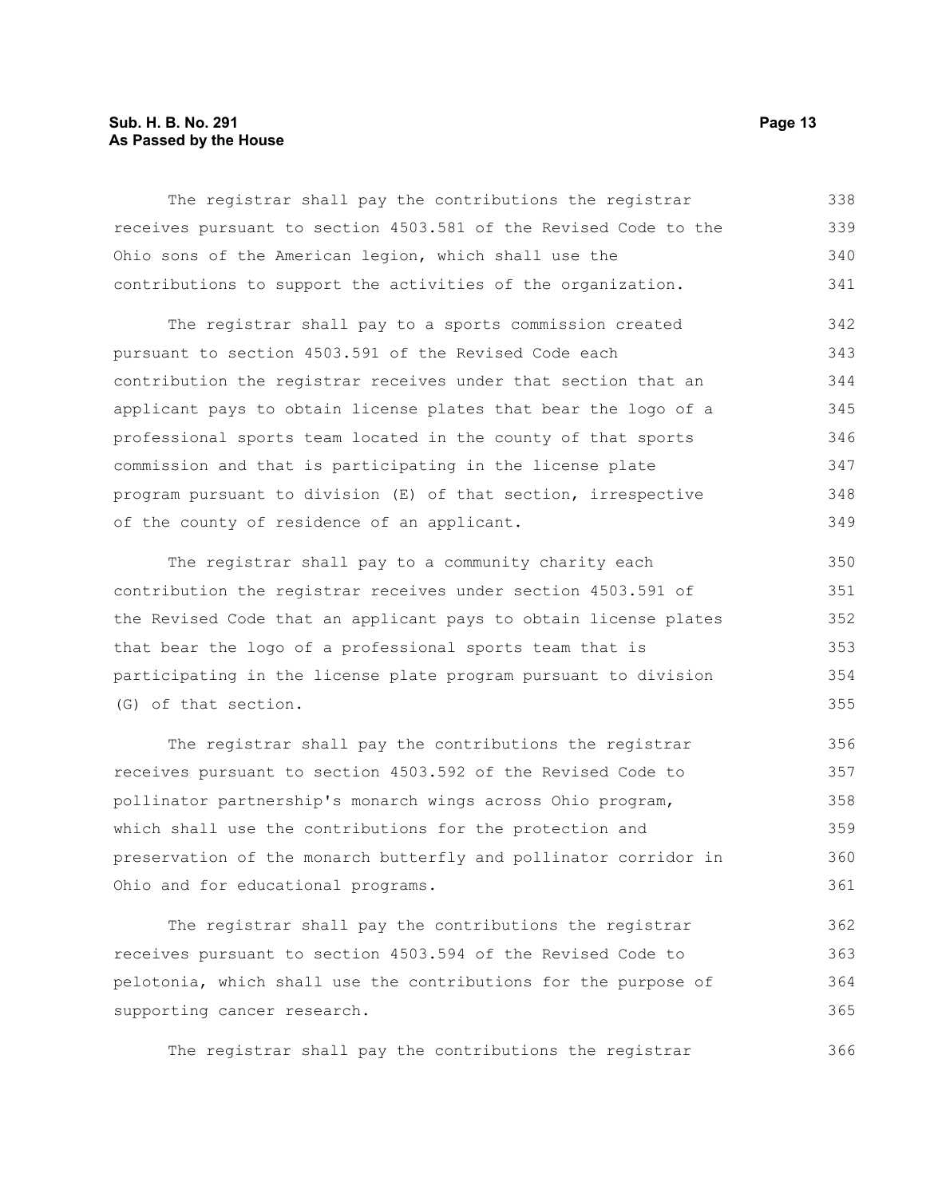The registrar shall pay the contributions the registrar receives pursuant to section 4503.581 of the Revised Code to the Ohio sons of the American legion, which shall use the contributions to support the activities of the organization.

The registrar shall pay to a sports commission created pursuant to section 4503.591 of the Revised Code each contribution the registrar receives under that section that an applicant pays to obtain license plates that bear the logo of a professional sports team located in the county of that sports commission and that is participating in the license plate program pursuant to division (E) of that section, irrespective of the county of residence of an applicant.

The registrar shall pay to a community charity each contribution the registrar receives under section 4503.591 of the Revised Code that an applicant pays to obtain license plates that bear the logo of a professional sports team that is participating in the license plate program pursuant to division (G) of that section.

The registrar shall pay the contributions the registrar receives pursuant to section 4503.592 of the Revised Code to pollinator partnership's monarch wings across Ohio program, which shall use the contributions for the protection and preservation of the monarch butterfly and pollinator corridor in Ohio and for educational programs.

The registrar shall pay the contributions the registrar receives pursuant to section 4503.594 of the Revised Code to pelotonia, which shall use the contributions for the purpose of supporting cancer research.

The registrar shall pay the contributions the registrar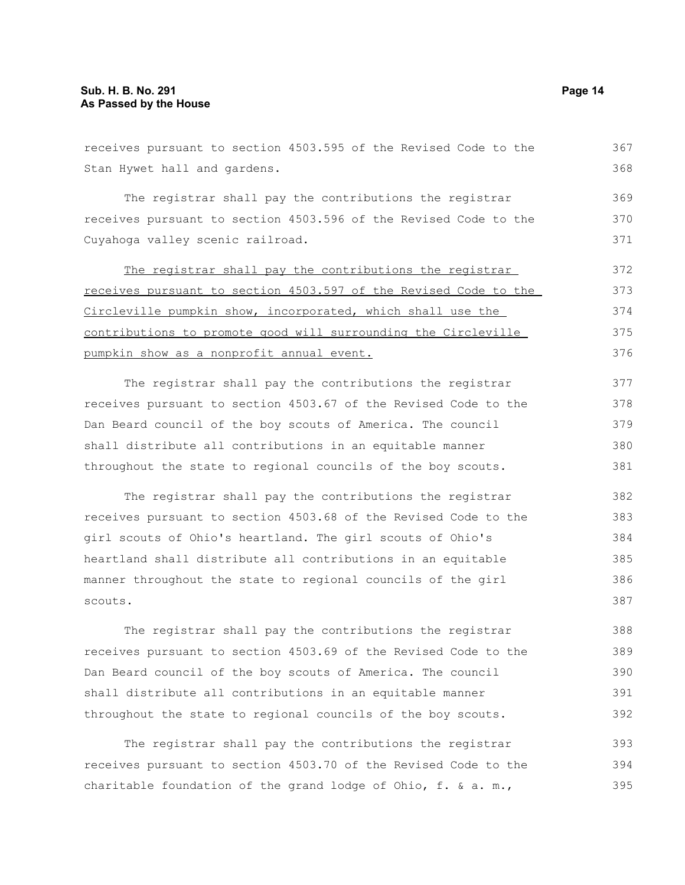receives pursuant to section 4503.595 of the Revised Code to the Stan Hywet hall and gardens.

The registrar shall pay the contributions the registrar receives pursuant to section 4503.596 of the Revised Code to the Cuyahoga valley scenic railroad.

<u>The registrar shall pay the contributions the registrar receives pursuant to section 4503.597 of the Revised Code to the Circleville pumpkin show, incorporated, which shall use the contributions to promote good will surrounding the Circleville pumpkin show as a nonprofit annual event.</u>

The registrar shall pay the contributions the registrar receives pursuant to section 4503.67 of the Revised Code to the Dan Beard council of the boy scouts of America. The council shall distribute all contributions in an equitable manner throughout the state to regional councils of the boy scouts.

The registrar shall pay the contributions the registrar receives pursuant to section 4503.68 of the Revised Code to the girl scouts of Ohio's heartland. The girl scouts of Ohio's heartland shall distribute all contributions in an equitable manner throughout the state to regional councils of the girl scouts.

The registrar shall pay the contributions the registrar receives pursuant to section 4503.69 of the Revised Code to the Dan Beard council of the boy scouts of America. The council shall distribute all contributions in an equitable manner throughout the state to regional councils of the boy scouts.

The registrar shall pay the contributions the registrar receives pursuant to section 4503.70 of the Revised Code to the charitable foundation of the grand lodge of Ohio, f. & a. m.,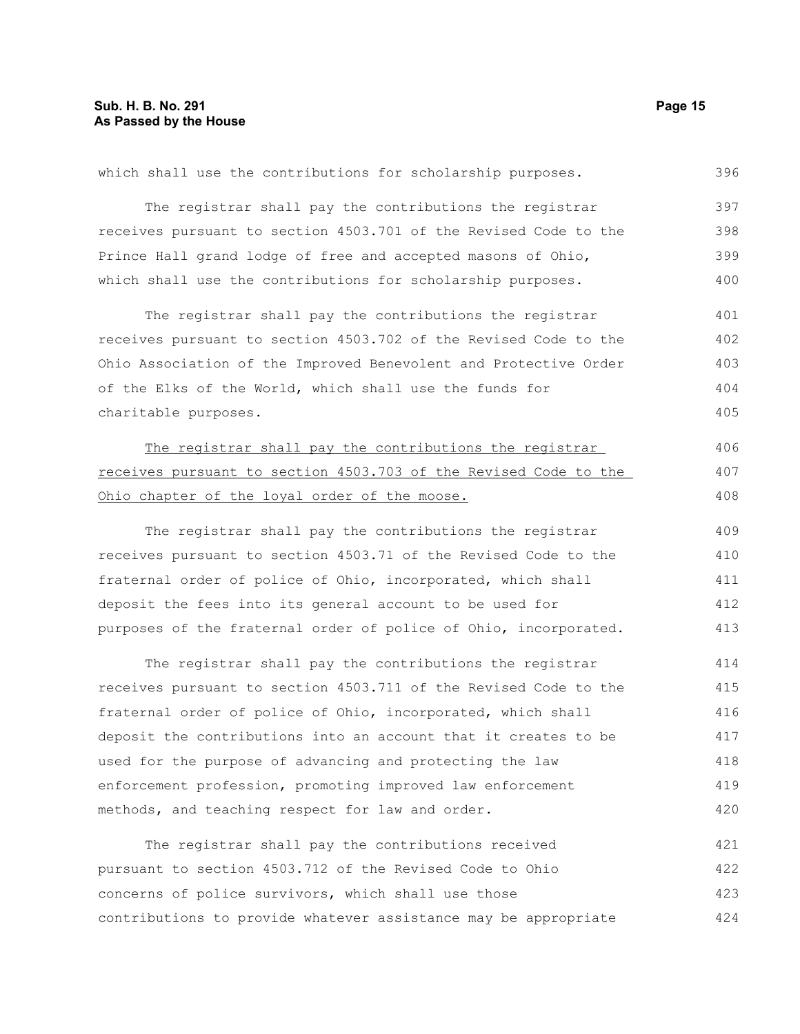which shall use the contributions for scholarship purposes.

The registrar shall pay the contributions the registrar receives pursuant to section 4503.701 of the Revised Code to the Prince Hall grand lodge of free and accepted masons of Ohio, which shall use the contributions for scholarship purposes.

The registrar shall pay the contributions the registrar receives pursuant to section 4503.702 of the Revised Code to the Ohio Association of the Improved Benevolent and Protective Order of the Elks of the World, which shall use the funds for charitable purposes.

<u>The registrar shall pay the contributions the registrar receives pursuant to section 4503.703 of the Revised Code to the Ohio chapter of the loyal order of the moose.</u>

The registrar shall pay the contributions the registrar receives pursuant to section 4503.71 of the Revised Code to the fraternal order of police of Ohio, incorporated, which shall deposit the fees into its general account to be used for purposes of the fraternal order of police of Ohio, incorporated.

The registrar shall pay the contributions the registrar receives pursuant to section 4503.711 of the Revised Code to the fraternal order of police of Ohio, incorporated, which shall deposit the contributions into an account that it creates to be used for the purpose of advancing and protecting the law enforcement profession, promoting improved law enforcement methods, and teaching respect for law and order.

The registrar shall pay the contributions received pursuant to section 4503.712 of the Revised Code to Ohio concerns of police survivors, which shall use those contributions to provide whatever assistance may be appropriate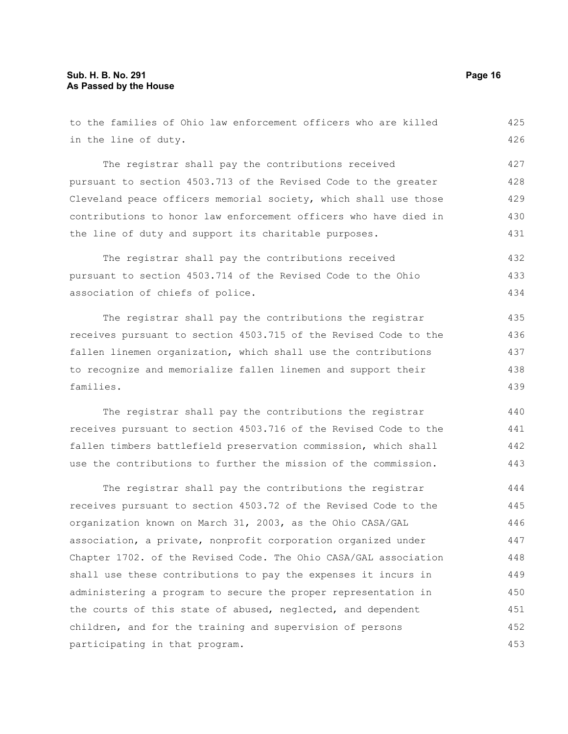to the families of Ohio law enforcement officers who are killed in the line of duty.

The registrar shall pay the contributions received pursuant to section 4503.713 of the Revised Code to the greater Cleveland peace officers memorial society, which shall use those contributions to honor law enforcement officers who have died in the line of duty and support its charitable purposes.

The registrar shall pay the contributions received pursuant to section 4503.714 of the Revised Code to the Ohio association of chiefs of police.

The registrar shall pay the contributions the registrar receives pursuant to section 4503.715 of the Revised Code to the fallen linemen organization, which shall use the contributions to recognize and memorialize fallen linemen and support their families.

The registrar shall pay the contributions the registrar receives pursuant to section 4503.716 of the Revised Code to the fallen timbers battlefield preservation commission, which shall use the contributions to further the mission of the commission.

The registrar shall pay the contributions the registrar receives pursuant to section 4503.72 of the Revised Code to the organization known on March 31, 2003, as the Ohio CASA/GAL association, a private, nonprofit corporation organized under Chapter 1702. of the Revised Code. The Ohio CASA/GAL association shall use these contributions to pay the expenses it incurs in administering a program to secure the proper representation in the courts of this state of abused, neglected, and dependent children, and for the training and supervision of persons participating in that program.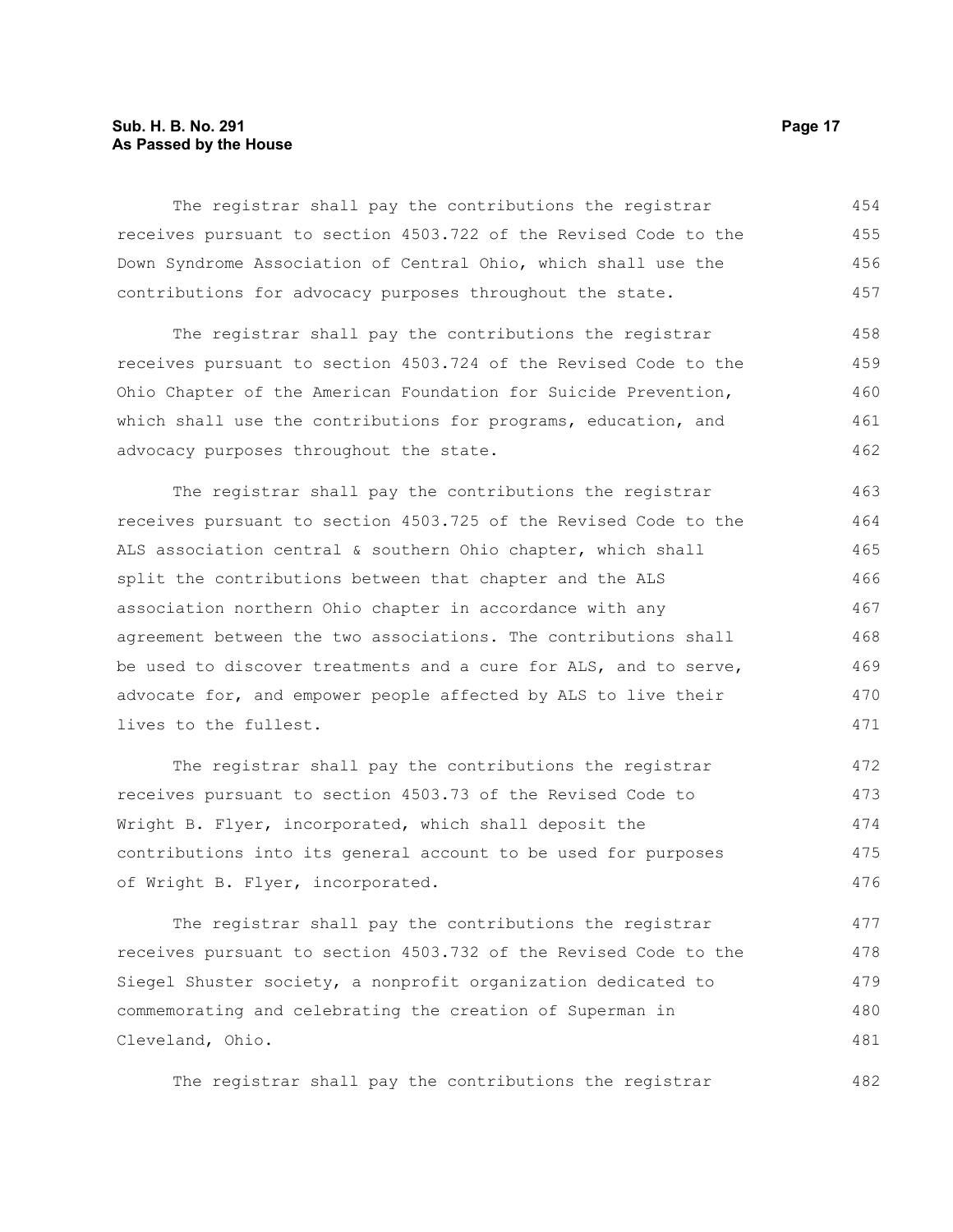The registrar shall pay the contributions the registrar receives pursuant to section 4503.722 of the Revised Code to the Down Syndrome Association of Central Ohio, which shall use the contributions for advocacy purposes throughout the state.

The registrar shall pay the contributions the registrar receives pursuant to section 4503.724 of the Revised Code to the Ohio Chapter of the American Foundation for Suicide Prevention, which shall use the contributions for programs, education, and advocacy purposes throughout the state.

The registrar shall pay the contributions the registrar receives pursuant to section 4503.725 of the Revised Code to the ALS association central & southern Ohio chapter, which shall split the contributions between that chapter and the ALS association northern Ohio chapter in accordance with any agreement between the two associations. The contributions shall be used to discover treatments and a cure for ALS, and to serve, advocate for, and empower people affected by ALS to live their lives to the fullest.

The registrar shall pay the contributions the registrar receives pursuant to section 4503.73 of the Revised Code to Wright B. Flyer, incorporated, which shall deposit the contributions into its general account to be used for purposes of Wright B. Flyer, incorporated.

The registrar shall pay the contributions the registrar receives pursuant to section 4503.732 of the Revised Code to the Siegel Shuster society, a nonprofit organization dedicated to commemorating and celebrating the creation of Superman in Cleveland, Ohio.

The registrar shall pay the contributions the registrar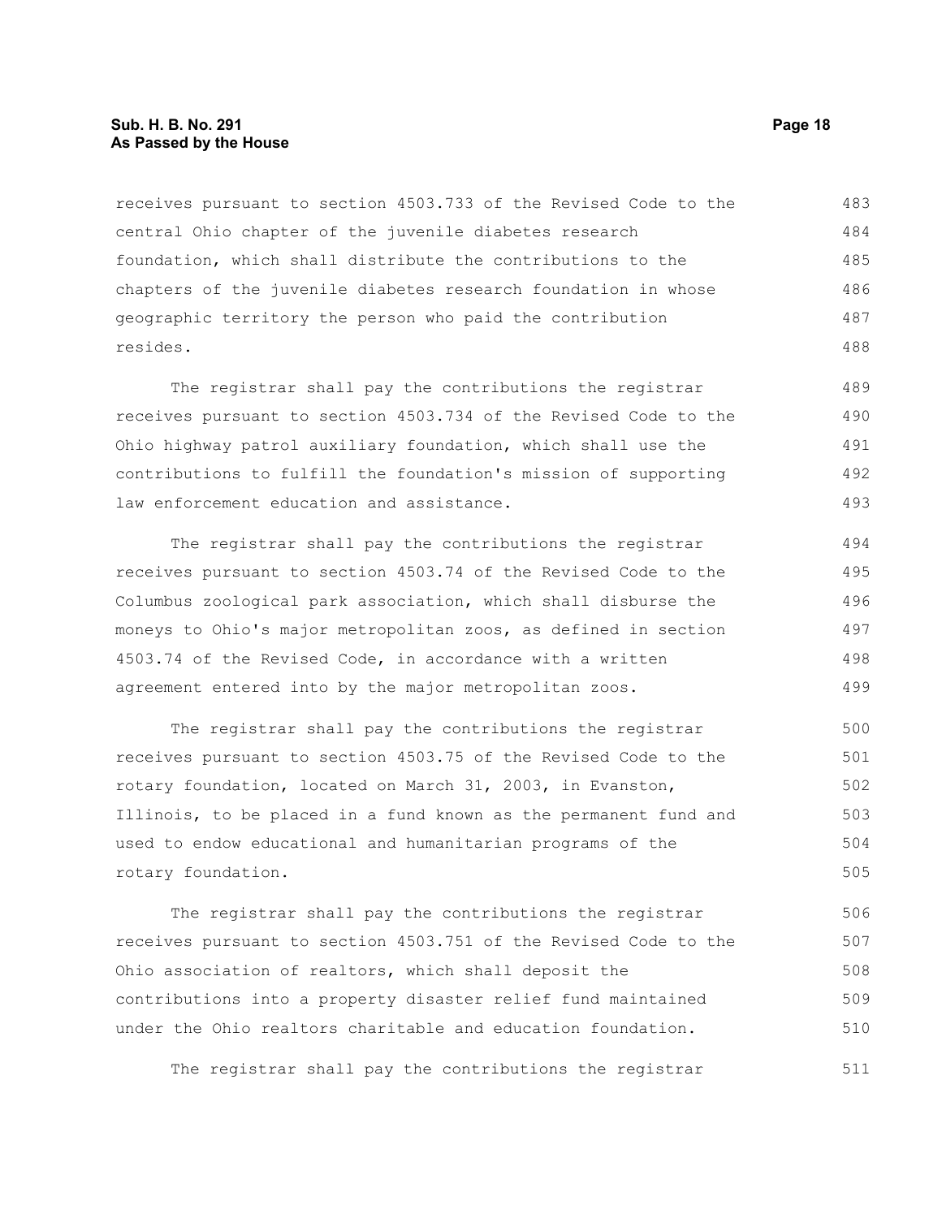receives pursuant to section 4503.733 of the Revised Code to the central Ohio chapter of the juvenile diabetes research foundation, which shall distribute the contributions to the chapters of the juvenile diabetes research foundation in whose geographic territory the person who paid the contribution resides.

The registrar shall pay the contributions the registrar receives pursuant to section 4503.734 of the Revised Code to the Ohio highway patrol auxiliary foundation, which shall use the contributions to fulfill the foundation's mission of supporting law enforcement education and assistance.

The registrar shall pay the contributions the registrar receives pursuant to section 4503.74 of the Revised Code to the Columbus zoological park association, which shall disburse the moneys to Ohio's major metropolitan zoos, as defined in section 4503.74 of the Revised Code, in accordance with a written agreement entered into by the major metropolitan zoos.

The registrar shall pay the contributions the registrar receives pursuant to section 4503.75 of the Revised Code to the rotary foundation, located on March 31, 2003, in Evanston, Illinois, to be placed in a fund known as the permanent fund and used to endow educational and humanitarian programs of the rotary foundation.

The registrar shall pay the contributions the registrar receives pursuant to section 4503.751 of the Revised Code to the Ohio association of realtors, which shall deposit the contributions into a property disaster relief fund maintained under the Ohio realtors charitable and education foundation.

The registrar shall pay the contributions the registrar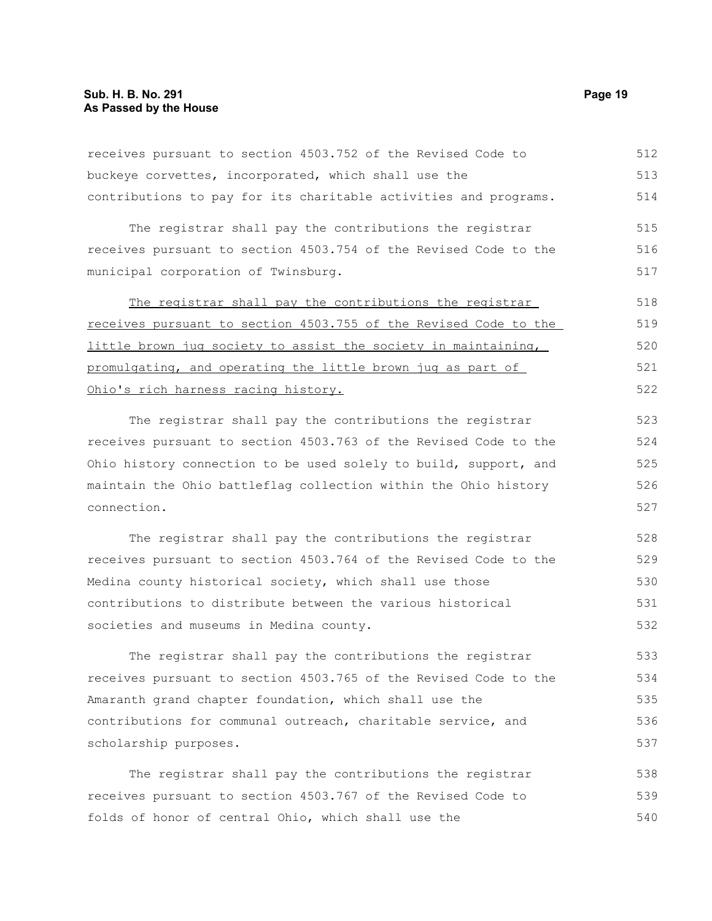receives pursuant to section 4503.752 of the Revised Code to buckeye corvettes, incorporated, which shall use the contributions to pay for its charitable activities and programs.

The registrar shall pay the contributions the registrar receives pursuant to section 4503.754 of the Revised Code to the municipal corporation of Twinsburg.

<u>The registrar shall pay the contributions the registrar receives pursuant to section 4503.755 of the Revised Code to the little brown jug society to assist the society in maintaining, promulgating, and operating the little brown jug as part of Ohio's rich harness racing history.</u>

The registrar shall pay the contributions the registrar receives pursuant to section 4503.763 of the Revised Code to the Ohio history connection to be used solely to build, support, and maintain the Ohio battleflag collection within the Ohio history connection.

The registrar shall pay the contributions the registrar receives pursuant to section 4503.764 of the Revised Code to the Medina county historical society, which shall use those contributions to distribute between the various historical societies and museums in Medina county.

The registrar shall pay the contributions the registrar receives pursuant to section 4503.765 of the Revised Code to the Amaranth grand chapter foundation, which shall use the contributions for communal outreach, charitable service, and scholarship purposes.

The registrar shall pay the contributions the registrar receives pursuant to section 4503.767 of the Revised Code to folds of honor of central Ohio, which shall use the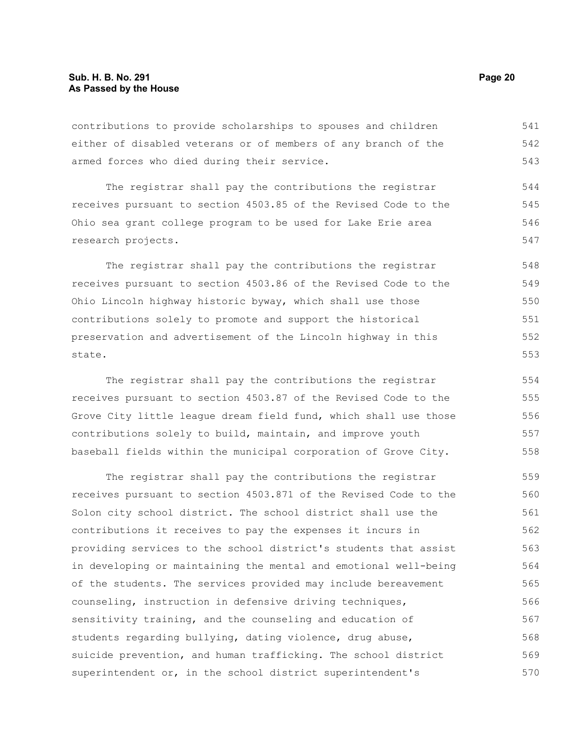contributions to provide scholarships to spouses and children either of disabled veterans or of members of any branch of the armed forces who died during their service.

The registrar shall pay the contributions the registrar receives pursuant to section 4503.85 of the Revised Code to the Ohio sea grant college program to be used for Lake Erie area research projects.

The registrar shall pay the contributions the registrar receives pursuant to section 4503.86 of the Revised Code to the Ohio Lincoln highway historic byway, which shall use those contributions solely to promote and support the historical preservation and advertisement of the Lincoln highway in this state.

The registrar shall pay the contributions the registrar receives pursuant to section 4503.87 of the Revised Code to the Grove City little league dream field fund, which shall use those contributions solely to build, maintain, and improve youth baseball fields within the municipal corporation of Grove City.

The registrar shall pay the contributions the registrar receives pursuant to section 4503.871 of the Revised Code to the Solon city school district. The school district shall use the contributions it receives to pay the expenses it incurs in providing services to the school district's students that assist in developing or maintaining the mental and emotional well-being of the students. The services provided may include bereavement counseling, instruction in defensive driving techniques, sensitivity training, and the counseling and education of students regarding bullying, dating violence, drug abuse, suicide prevention, and human trafficking. The school district superintendent or, in the school district superintendent's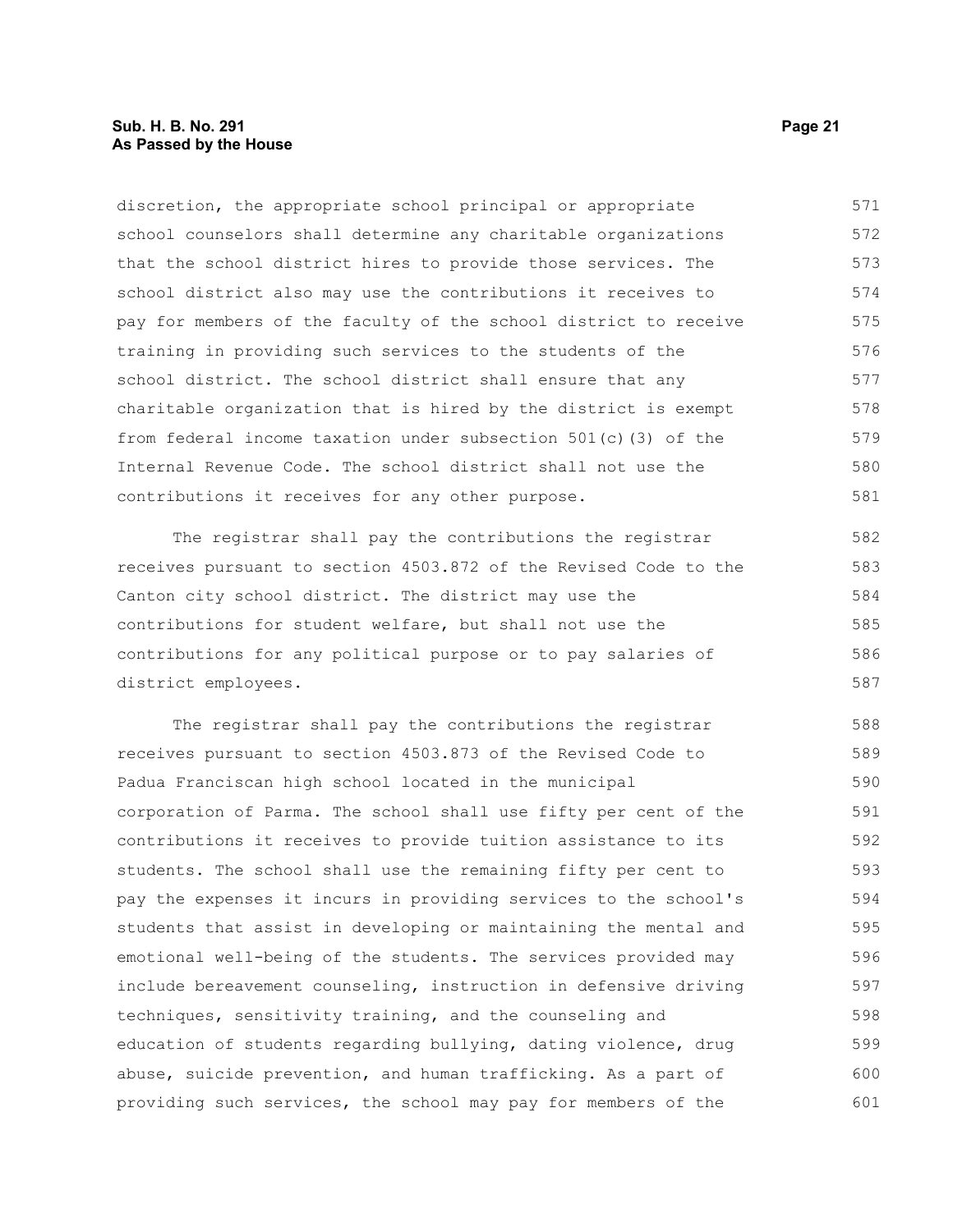discretion, the appropriate school principal or appropriate school counselors shall determine any charitable organizations that the school district hires to provide those services. The school district also may use the contributions it receives to pay for members of the faculty of the school district to receive training in providing such services to the students of the school district. The school district shall ensure that any charitable organization that is hired by the district is exempt from federal income taxation under subsection 501(c)(3) of the Internal Revenue Code. The school district shall not use the contributions it receives for any other purpose.

The registrar shall pay the contributions the registrar receives pursuant to section 4503.872 of the Revised Code to the Canton city school district. The district may use the contributions for student welfare, but shall not use the contributions for any political purpose or to pay salaries of district employees.

The registrar shall pay the contributions the registrar receives pursuant to section 4503.873 of the Revised Code to Padua Franciscan high school located in the municipal corporation of Parma. The school shall use fifty per cent of the contributions it receives to provide tuition assistance to its students. The school shall use the remaining fifty per cent to pay the expenses it incurs in providing services to the school's students that assist in developing or maintaining the mental and emotional well-being of the students. The services provided may include bereavement counseling, instruction in defensive driving techniques, sensitivity training, and the counseling and education of students regarding bullying, dating violence, drug abuse, suicide prevention, and human trafficking. As a part of providing such services, the school may pay for members of the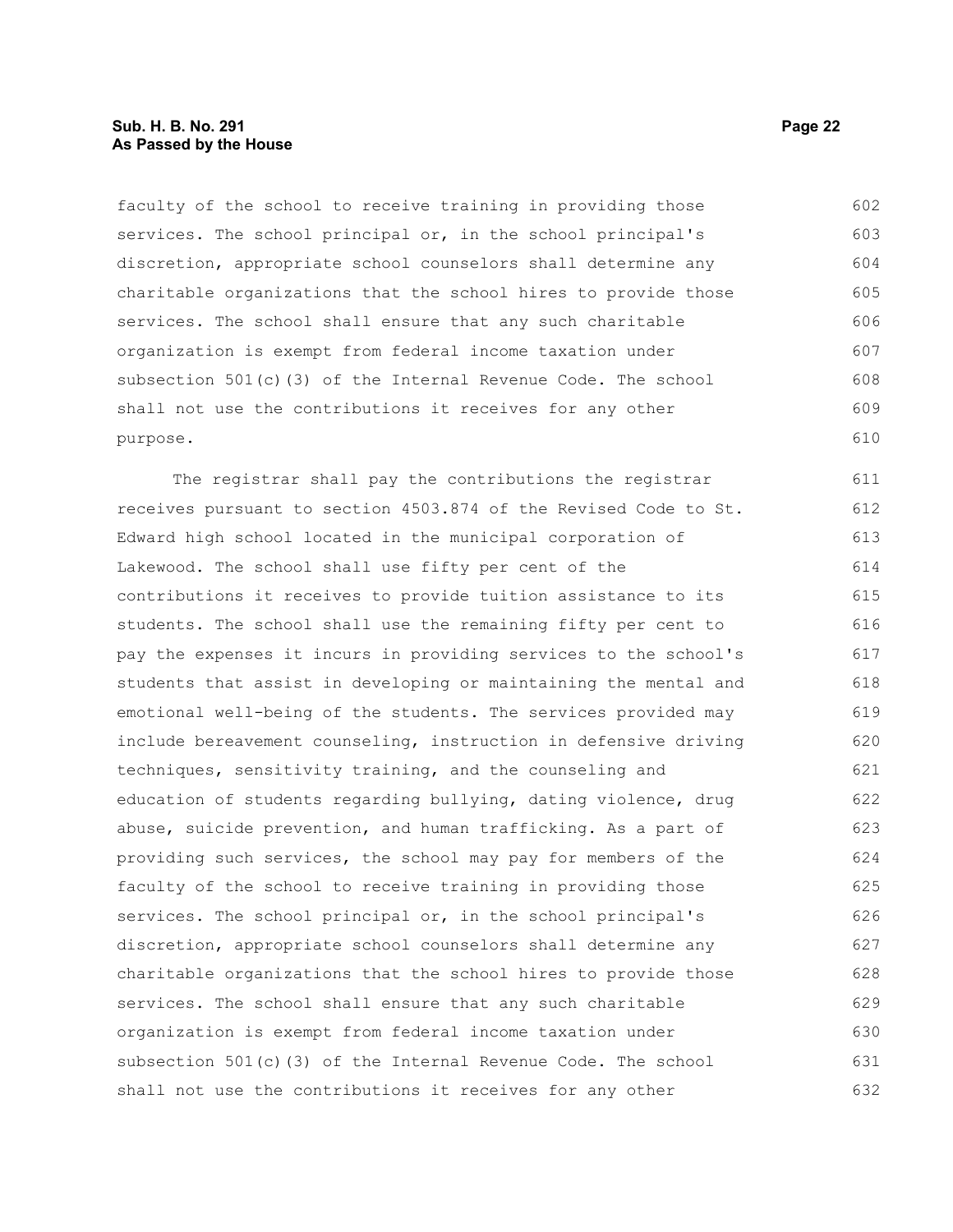faculty of the school to receive training in providing those services. The school principal or, in the school principal's discretion, appropriate school counselors shall determine any charitable organizations that the school hires to provide those services. The school shall ensure that any such charitable organization is exempt from federal income taxation under subsection 501(c)(3) of the Internal Revenue Code. The school shall not use the contributions it receives for any other purpose.

The registrar shall pay the contributions the registrar receives pursuant to section 4503.874 of the Revised Code to St. Edward high school located in the municipal corporation of Lakewood. The school shall use fifty per cent of the contributions it receives to provide tuition assistance to its students. The school shall use the remaining fifty per cent to pay the expenses it incurs in providing services to the school's students that assist in developing or maintaining the mental and emotional well-being of the students. The services provided may include bereavement counseling, instruction in defensive driving techniques, sensitivity training, and the counseling and education of students regarding bullying, dating violence, drug abuse, suicide prevention, and human trafficking. As a part of providing such services, the school may pay for members of the faculty of the school to receive training in providing those services. The school principal or, in the school principal's discretion, appropriate school counselors shall determine any charitable organizations that the school hires to provide those services. The school shall ensure that any such charitable organization is exempt from federal income taxation under subsection 501(c)(3) of the Internal Revenue Code. The school shall not use the contributions it receives for any other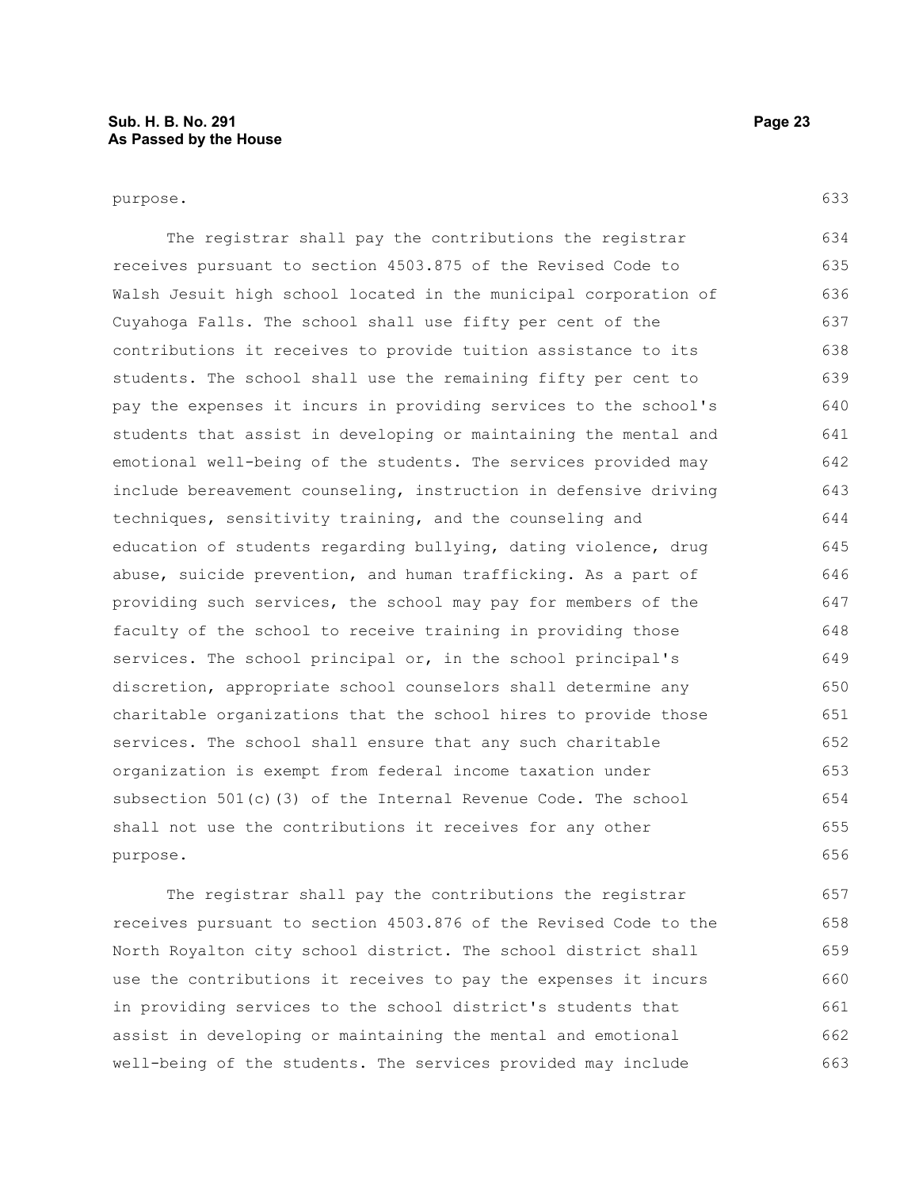purpose.

The registrar shall pay the contributions the registrar receives pursuant to section 4503.875 of the Revised Code to Walsh Jesuit high school located in the municipal corporation of Cuyahoga Falls. The school shall use fifty per cent of the contributions it receives to provide tuition assistance to its students. The school shall use the remaining fifty per cent to pay the expenses it incurs in providing services to the school's students that assist in developing or maintaining the mental and emotional well-being of the students. The services provided may include bereavement counseling, instruction in defensive driving techniques, sensitivity training, and the counseling and education of students regarding bullying, dating violence, drug abuse, suicide prevention, and human trafficking. As a part of providing such services, the school may pay for members of the faculty of the school to receive training in providing those services. The school principal or, in the school principal's discretion, appropriate school counselors shall determine any charitable organizations that the school hires to provide those services. The school shall ensure that any such charitable organization is exempt from federal income taxation under subsection 501(c)(3) of the Internal Revenue Code. The school shall not use the contributions it receives for any other purpose.

The registrar shall pay the contributions the registrar receives pursuant to section 4503.876 of the Revised Code to the North Royalton city school district. The school district shall use the contributions it receives to pay the expenses it incurs in providing services to the school district's students that assist in developing or maintaining the mental and emotional well-being of the students. The services provided may include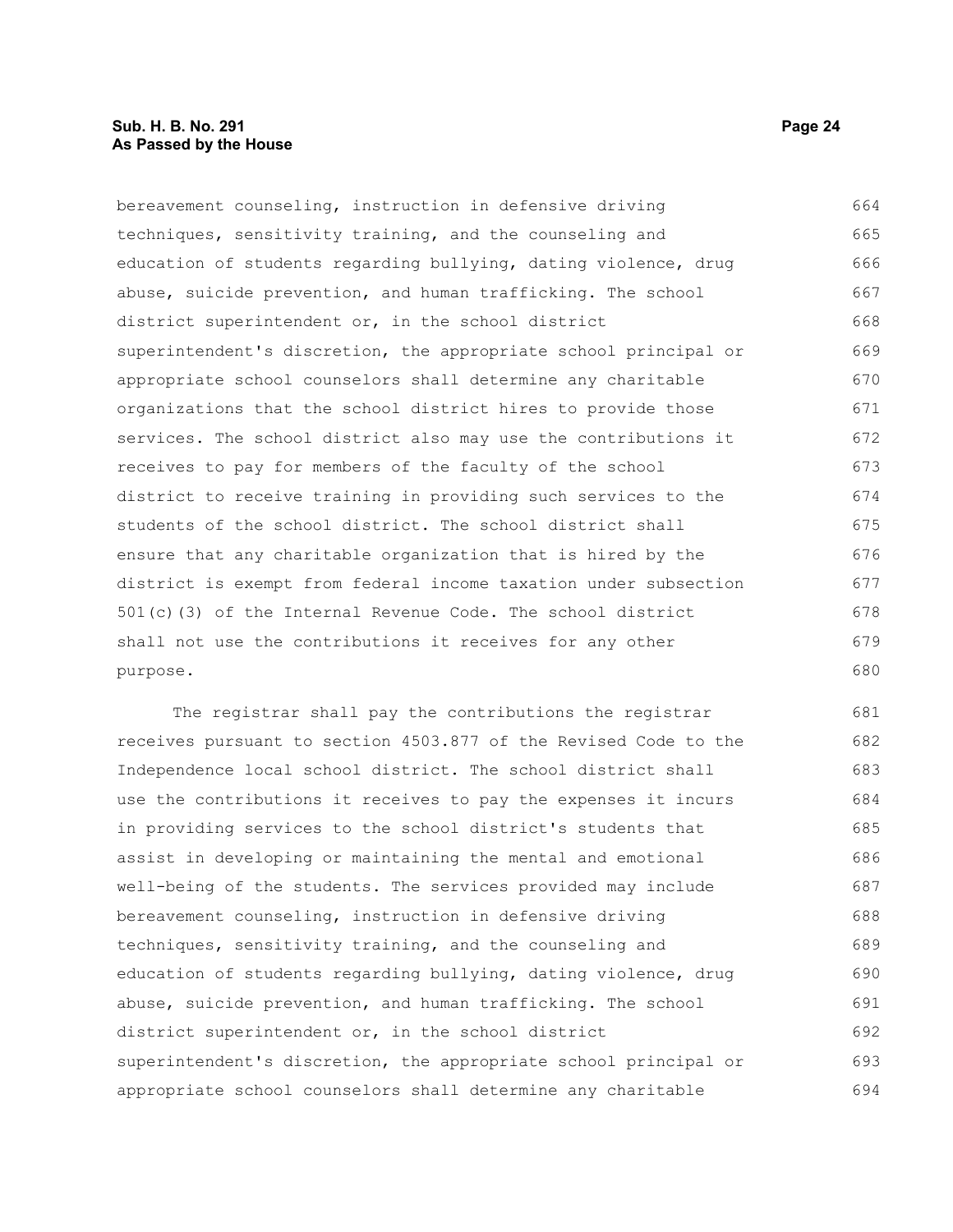bereavement counseling, instruction in defensive driving techniques, sensitivity training, and the counseling and education of students regarding bullying, dating violence, drug abuse, suicide prevention, and human trafficking. The school district superintendent or, in the school district superintendent's discretion, the appropriate school principal or appropriate school counselors shall determine any charitable organizations that the school district hires to provide those services. The school district also may use the contributions it receives to pay for members of the faculty of the school district to receive training in providing such services to the students of the school district. The school district shall ensure that any charitable organization that is hired by the district is exempt from federal income taxation under subsection 501(c)(3) of the Internal Revenue Code. The school district shall not use the contributions it receives for any other purpose.

The registrar shall pay the contributions the registrar receives pursuant to section 4503.877 of the Revised Code to the Independence local school district. The school district shall use the contributions it receives to pay the expenses it incurs in providing services to the school district's students that assist in developing or maintaining the mental and emotional well-being of the students. The services provided may include bereavement counseling, instruction in defensive driving techniques, sensitivity training, and the counseling and education of students regarding bullying, dating violence, drug abuse, suicide prevention, and human trafficking. The school district superintendent or, in the school district superintendent's discretion, the appropriate school principal or appropriate school counselors shall determine any charitable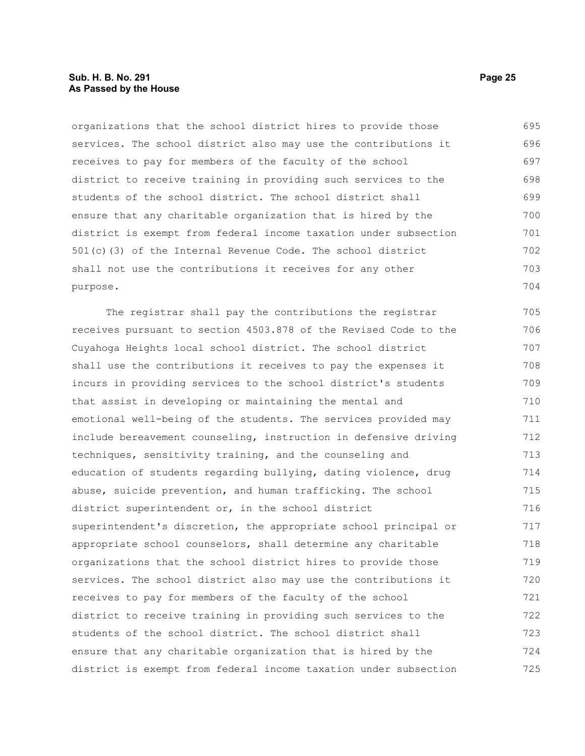organizations that the school district hires to provide those services. The school district also may use the contributions it receives to pay for members of the faculty of the school district to receive training in providing such services to the students of the school district. The school district shall ensure that any charitable organization that is hired by the district is exempt from federal income taxation under subsection 501(c)(3) of the Internal Revenue Code. The school district shall not use the contributions it receives for any other purpose.

The registrar shall pay the contributions the registrar receives pursuant to section 4503.878 of the Revised Code to the Cuyahoga Heights local school district. The school district shall use the contributions it receives to pay the expenses it incurs in providing services to the school district's students that assist in developing or maintaining the mental and emotional well-being of the students. The services provided may include bereavement counseling, instruction in defensive driving techniques, sensitivity training, and the counseling and education of students regarding bullying, dating violence, drug abuse, suicide prevention, and human trafficking. The school district superintendent or, in the school district superintendent's discretion, the appropriate school principal or appropriate school counselors, shall determine any charitable organizations that the school district hires to provide those services. The school district also may use the contributions it receives to pay for members of the faculty of the school district to receive training in providing such services to the students of the school district. The school district shall ensure that any charitable organization that is hired by the district is exempt from federal income taxation under subsection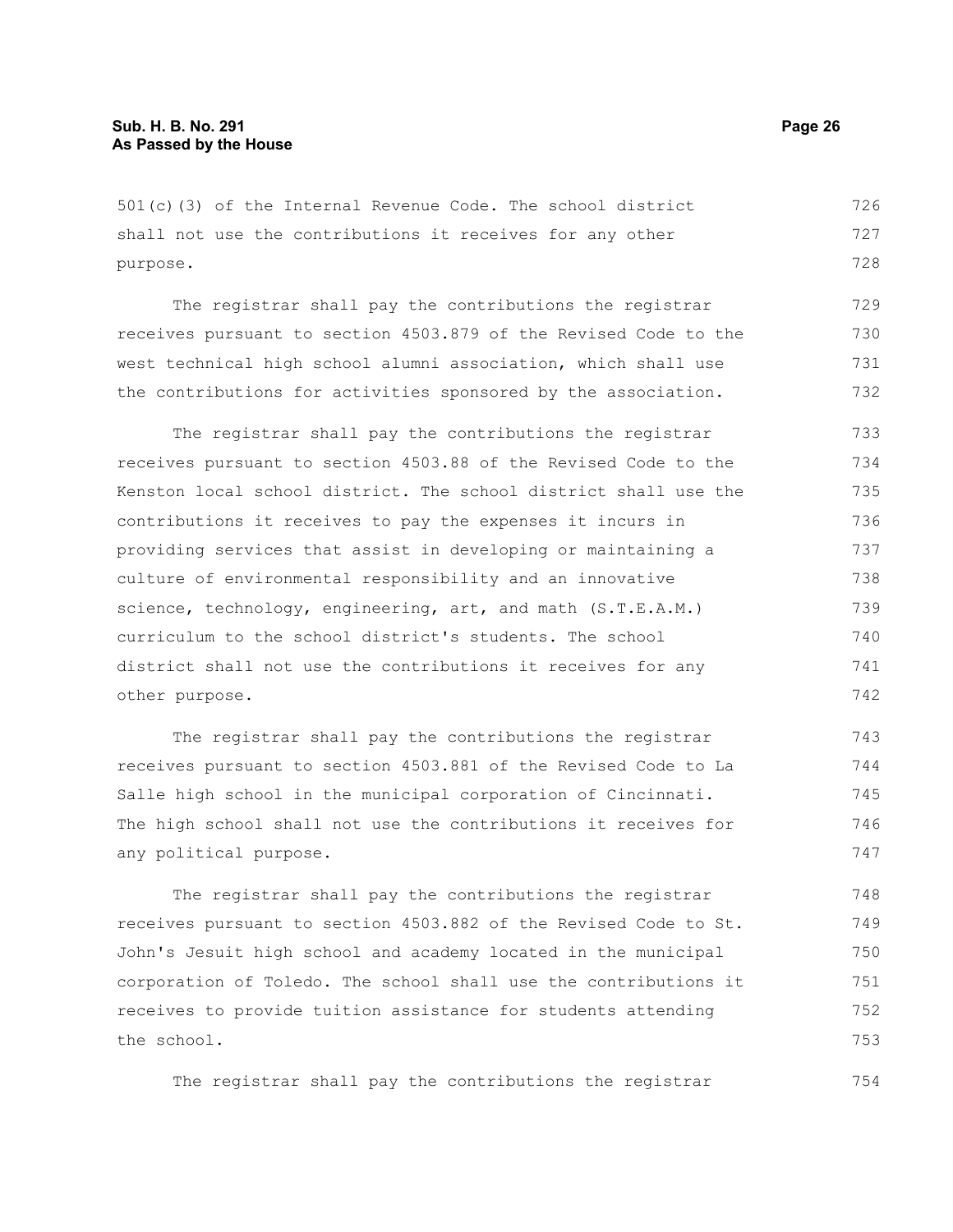501(c)(3) of the Internal Revenue Code. The school district shall not use the contributions it receives for any other purpose.

The registrar shall pay the contributions the registrar receives pursuant to section 4503.879 of the Revised Code to the west technical high school alumni association, which shall use the contributions for activities sponsored by the association.

The registrar shall pay the contributions the registrar receives pursuant to section 4503.88 of the Revised Code to the Kenston local school district. The school district shall use the contributions it receives to pay the expenses it incurs in providing services that assist in developing or maintaining a culture of environmental responsibility and an innovative science, technology, engineering, art, and math (S.T.E.A.M.) curriculum to the school district's students. The school district shall not use the contributions it receives for any other purpose.

The registrar shall pay the contributions the registrar receives pursuant to section 4503.881 of the Revised Code to La Salle high school in the municipal corporation of Cincinnati. The high school shall not use the contributions it receives for any political purpose.

The registrar shall pay the contributions the registrar receives pursuant to section 4503.882 of the Revised Code to St. John's Jesuit high school and academy located in the municipal corporation of Toledo. The school shall use the contributions it receives to provide tuition assistance for students attending the school.

The registrar shall pay the contributions the registrar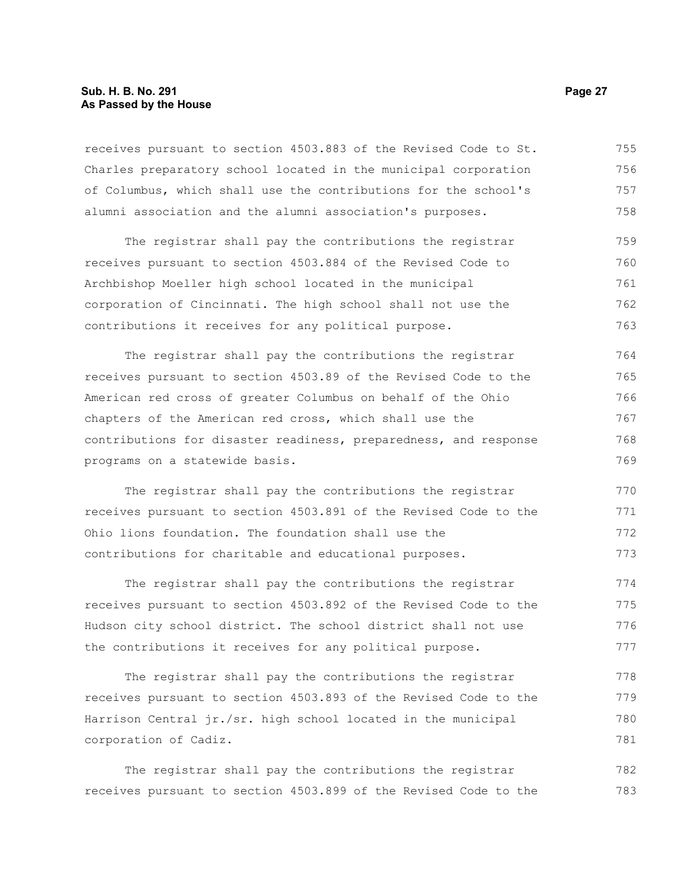receives pursuant to section 4503.883 of the Revised Code to St. Charles preparatory school located in the municipal corporation of Columbus, which shall use the contributions for the school's alumni association and the alumni association's purposes.

The registrar shall pay the contributions the registrar receives pursuant to section 4503.884 of the Revised Code to Archbishop Moeller high school located in the municipal corporation of Cincinnati. The high school shall not use the contributions it receives for any political purpose.

The registrar shall pay the contributions the registrar receives pursuant to section 4503.89 of the Revised Code to the American red cross of greater Columbus on behalf of the Ohio chapters of the American red cross, which shall use the contributions for disaster readiness, preparedness, and response programs on a statewide basis.

The registrar shall pay the contributions the registrar receives pursuant to section 4503.891 of the Revised Code to the Ohio lions foundation. The foundation shall use the contributions for charitable and educational purposes.

The registrar shall pay the contributions the registrar receives pursuant to section 4503.892 of the Revised Code to the Hudson city school district. The school district shall not use the contributions it receives for any political purpose.

The registrar shall pay the contributions the registrar receives pursuant to section 4503.893 of the Revised Code to the Harrison Central jr./sr. high school located in the municipal corporation of Cadiz.

The registrar shall pay the contributions the registrar receives pursuant to section 4503.899 of the Revised Code to the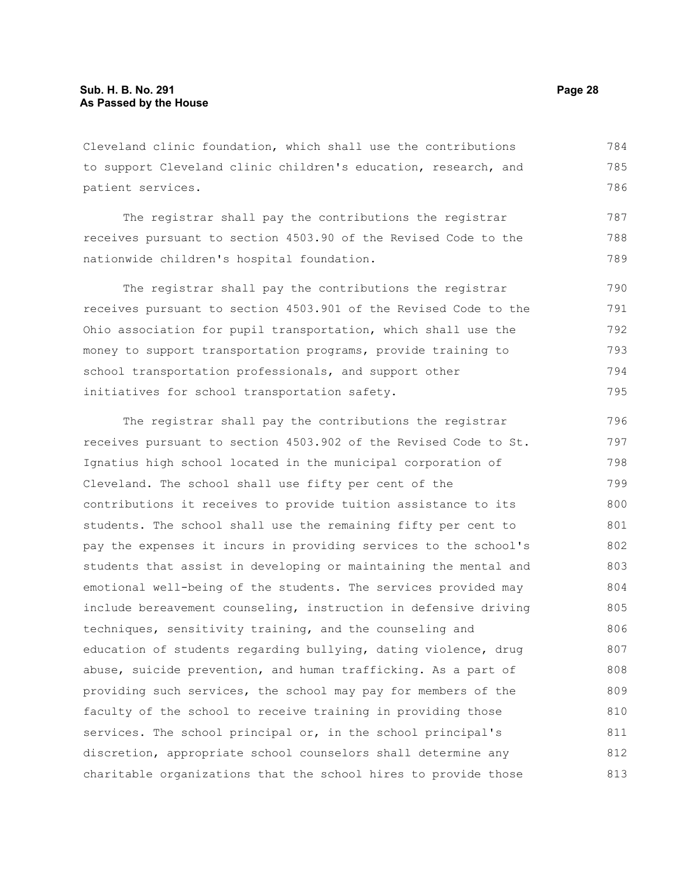Cleveland clinic foundation, which shall use the contributions to support Cleveland clinic children's education, research, and patient services.

The registrar shall pay the contributions the registrar receives pursuant to section 4503.90 of the Revised Code to the nationwide children's hospital foundation.

The registrar shall pay the contributions the registrar receives pursuant to section 4503.901 of the Revised Code to the Ohio association for pupil transportation, which shall use the money to support transportation programs, provide training to school transportation professionals, and support other initiatives for school transportation safety.

The registrar shall pay the contributions the registrar receives pursuant to section 4503.902 of the Revised Code to St. Ignatius high school located in the municipal corporation of Cleveland. The school shall use fifty per cent of the contributions it receives to provide tuition assistance to its students. The school shall use the remaining fifty per cent to pay the expenses it incurs in providing services to the school's students that assist in developing or maintaining the mental and emotional well-being of the students. The services provided may include bereavement counseling, instruction in defensive driving techniques, sensitivity training, and the counseling and education of students regarding bullying, dating violence, drug abuse, suicide prevention, and human trafficking. As a part of providing such services, the school may pay for members of the faculty of the school to receive training in providing those services. The school principal or, in the school principal's discretion, appropriate school counselors shall determine any charitable organizations that the school hires to provide those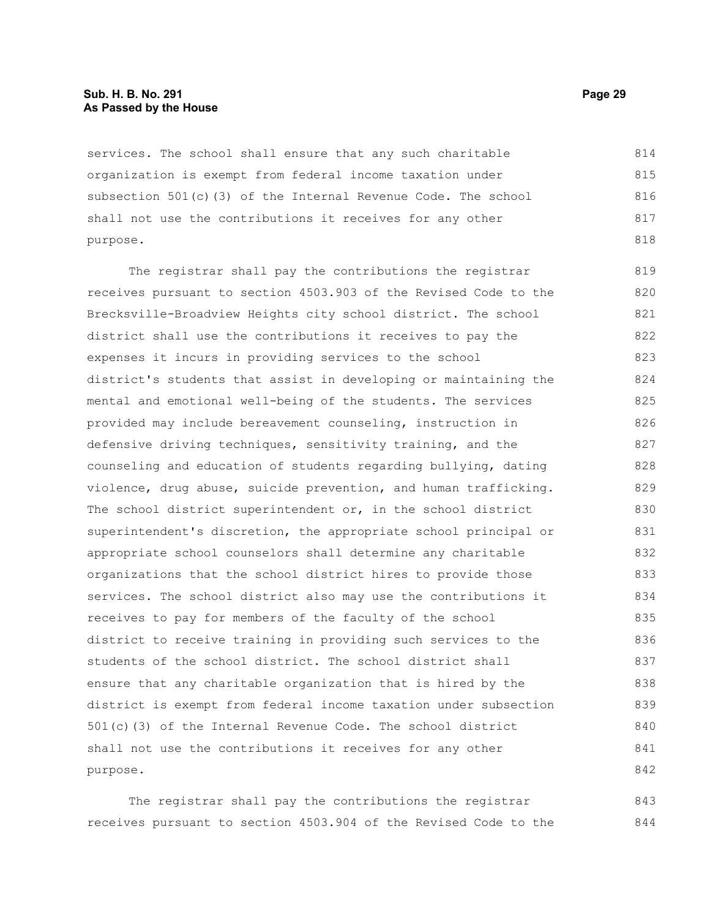services. The school shall ensure that any such charitable organization is exempt from federal income taxation under subsection 501(c)(3) of the Internal Revenue Code. The school shall not use the contributions it receives for any other purpose.

The registrar shall pay the contributions the registrar receives pursuant to section 4503.903 of the Revised Code to the Brecksville-Broadview Heights city school district. The school district shall use the contributions it receives to pay the expenses it incurs in providing services to the school district's students that assist in developing or maintaining the mental and emotional well-being of the students. The services provided may include bereavement counseling, instruction in defensive driving techniques, sensitivity training, and the counseling and education of students regarding bullying, dating violence, drug abuse, suicide prevention, and human trafficking. The school district superintendent or, in the school district superintendent's discretion, the appropriate school principal or appropriate school counselors shall determine any charitable organizations that the school district hires to provide those services. The school district also may use the contributions it receives to pay for members of the faculty of the school district to receive training in providing such services to the students of the school district. The school district shall ensure that any charitable organization that is hired by the district is exempt from federal income taxation under subsection 501(c)(3) of the Internal Revenue Code. The school district shall not use the contributions it receives for any other purpose.

The registrar shall pay the contributions the registrar receives pursuant to section 4503.904 of the Revised Code to the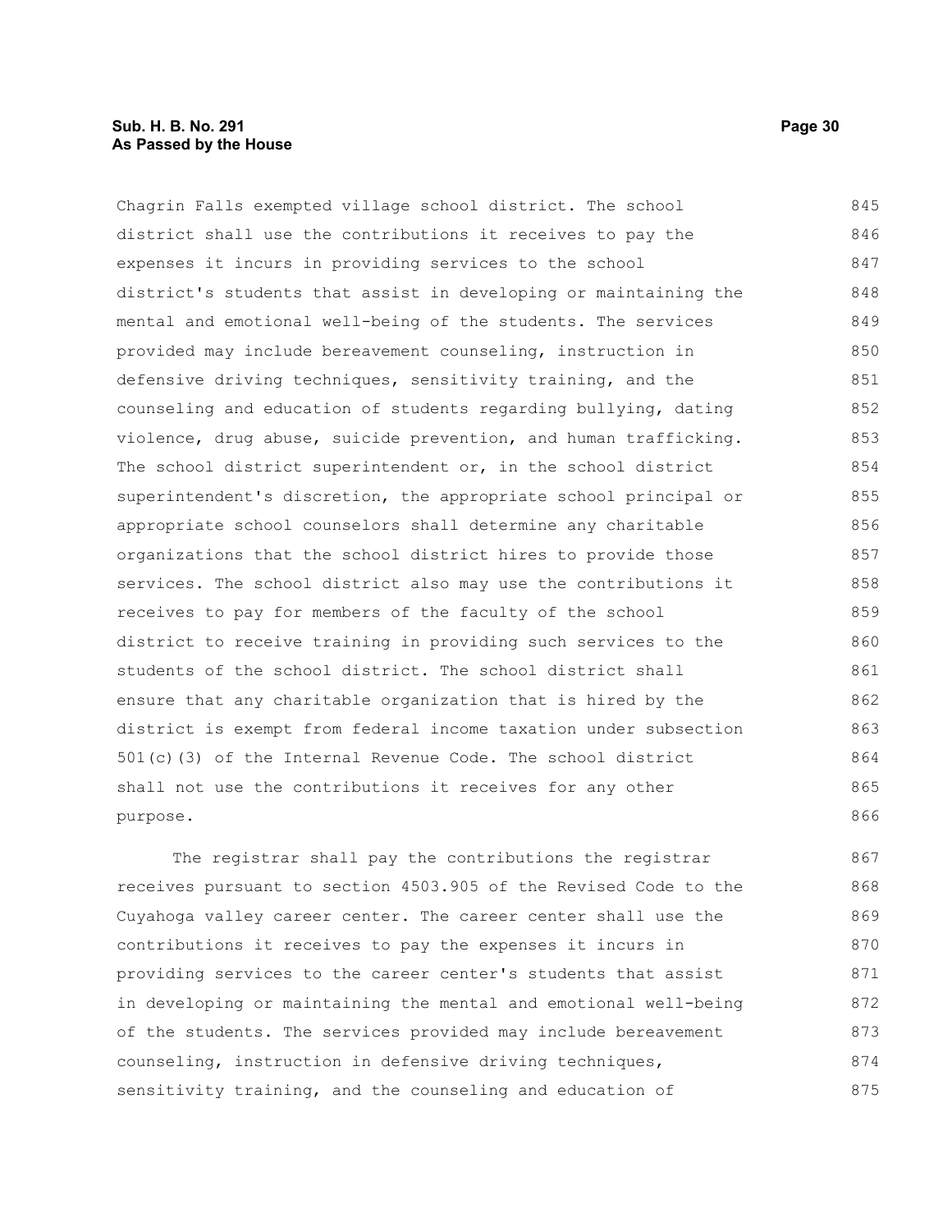Chagrin Falls exempted village school district. The school district shall use the contributions it receives to pay the expenses it incurs in providing services to the school district's students that assist in developing or maintaining the mental and emotional well-being of the students. The services provided may include bereavement counseling, instruction in defensive driving techniques, sensitivity training, and the counseling and education of students regarding bullying, dating violence, drug abuse, suicide prevention, and human trafficking. The school district superintendent or, in the school district superintendent's discretion, the appropriate school principal or appropriate school counselors shall determine any charitable organizations that the school district hires to provide those services. The school district also may use the contributions it receives to pay for members of the faculty of the school district to receive training in providing such services to the students of the school district. The school district shall ensure that any charitable organization that is hired by the district is exempt from federal income taxation under subsection 501(c)(3) of the Internal Revenue Code. The school district shall not use the contributions it receives for any other purpose.

The registrar shall pay the contributions the registrar receives pursuant to section 4503.905 of the Revised Code to the Cuyahoga valley career center. The career center shall use the contributions it receives to pay the expenses it incurs in providing services to the career center's students that assist in developing or maintaining the mental and emotional well-being of the students. The services provided may include bereavement counseling, instruction in defensive driving techniques, sensitivity training, and the counseling and education of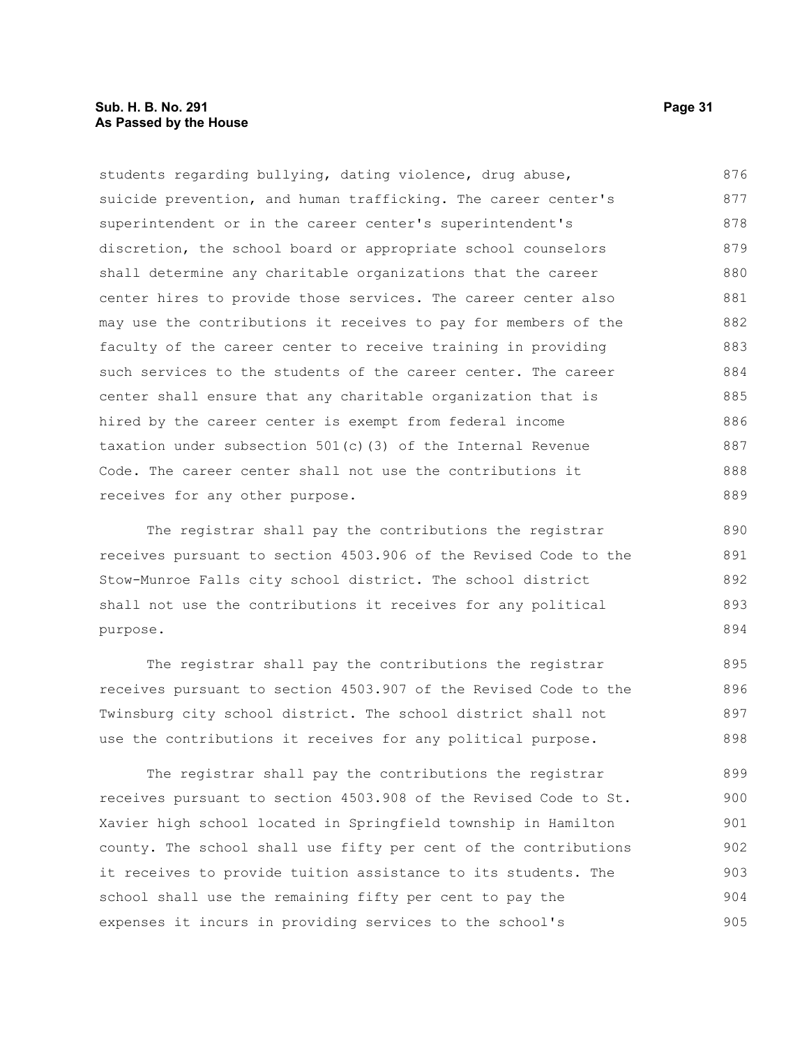students regarding bullying, dating violence, drug abuse, suicide prevention, and human trafficking. The career center's superintendent or in the career center's superintendent's discretion, the school board or appropriate school counselors shall determine any charitable organizations that the career center hires to provide those services. The career center also may use the contributions it receives to pay for members of the faculty of the career center to receive training in providing such services to the students of the career center. The career center shall ensure that any charitable organization that is hired by the career center is exempt from federal income taxation under subsection 501(c)(3) of the Internal Revenue Code. The career center shall not use the contributions it receives for any other purpose.

The registrar shall pay the contributions the registrar receives pursuant to section 4503.906 of the Revised Code to the Stow-Munroe Falls city school district. The school district shall not use the contributions it receives for any political purpose.

The registrar shall pay the contributions the registrar receives pursuant to section 4503.907 of the Revised Code to the Twinsburg city school district. The school district shall not use the contributions it receives for any political purpose.

The registrar shall pay the contributions the registrar receives pursuant to section 4503.908 of the Revised Code to St. Xavier high school located in Springfield township in Hamilton county. The school shall use fifty per cent of the contributions it receives to provide tuition assistance to its students. The school shall use the remaining fifty per cent to pay the expenses it incurs in providing services to the school's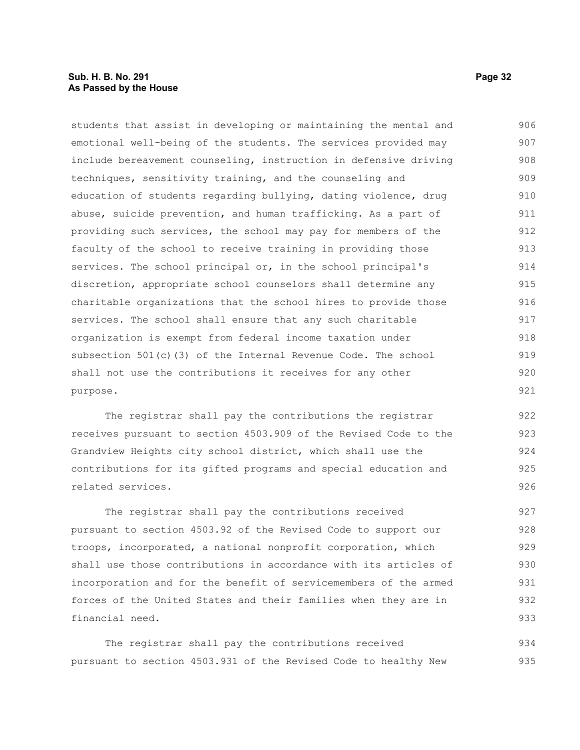students that assist in developing or maintaining the mental and emotional well-being of the students. The services provided may include bereavement counseling, instruction in defensive driving techniques, sensitivity training, and the counseling and education of students regarding bullying, dating violence, drug abuse, suicide prevention, and human trafficking. As a part of providing such services, the school may pay for members of the faculty of the school to receive training in providing those services. The school principal or, in the school principal's discretion, appropriate school counselors shall determine any charitable organizations that the school hires to provide those services. The school shall ensure that any such charitable organization is exempt from federal income taxation under subsection 501(c)(3) of the Internal Revenue Code. The school shall not use the contributions it receives for any other purpose.

The registrar shall pay the contributions the registrar receives pursuant to section 4503.909 of the Revised Code to the Grandview Heights city school district, which shall use the contributions for its gifted programs and special education and related services.

The registrar shall pay the contributions received pursuant to section 4503.92 of the Revised Code to support our troops, incorporated, a national nonprofit corporation, which shall use those contributions in accordance with its articles of incorporation and for the benefit of servicemembers of the armed forces of the United States and their families when they are in financial need.

The registrar shall pay the contributions received pursuant to section 4503.931 of the Revised Code to healthy New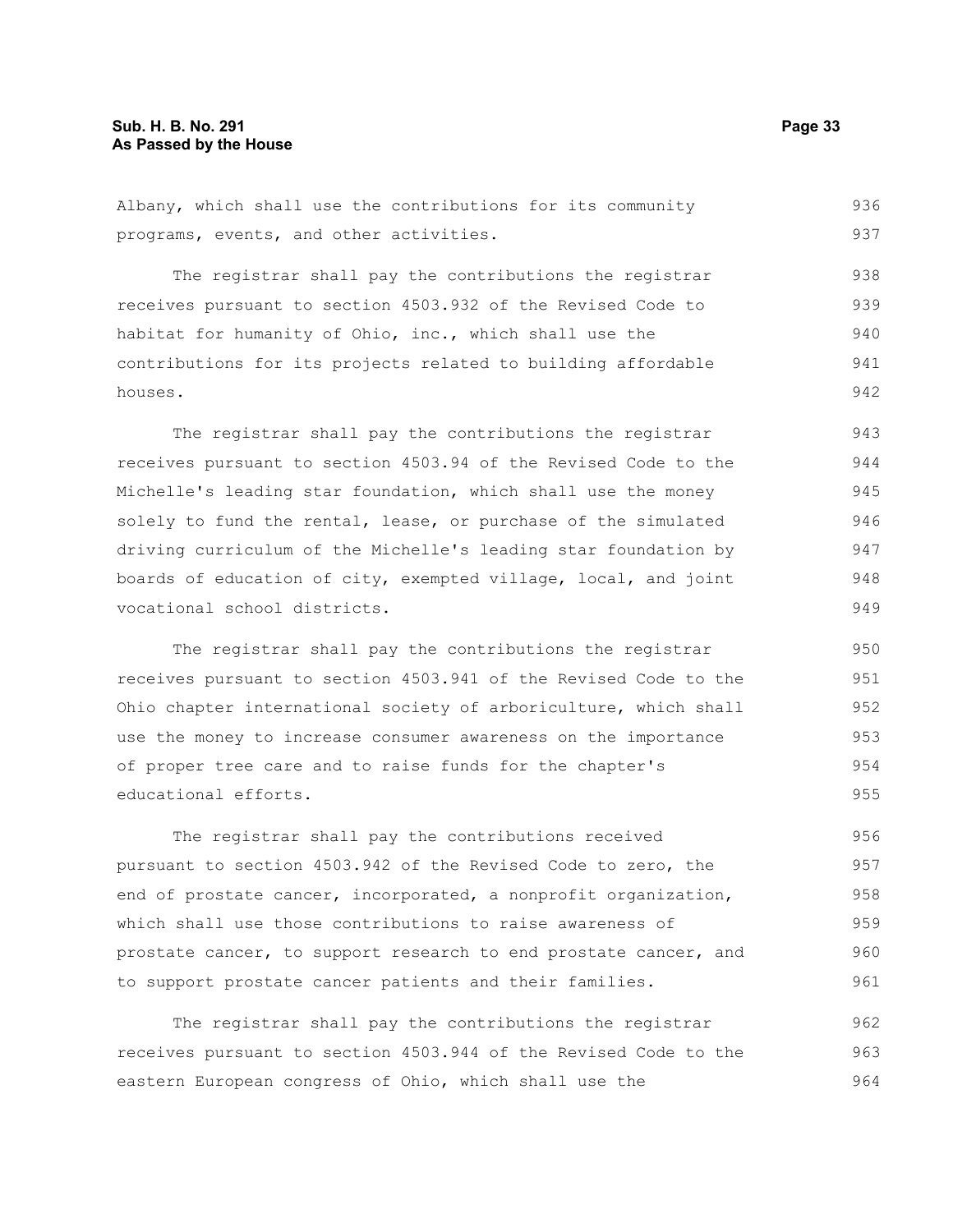Albany, which shall use the contributions for its community programs, events, and other activities.

The registrar shall pay the contributions the registrar receives pursuant to section 4503.932 of the Revised Code to habitat for humanity of Ohio, inc., which shall use the contributions for its projects related to building affordable houses.

The registrar shall pay the contributions the registrar receives pursuant to section 4503.94 of the Revised Code to the Michelle's leading star foundation, which shall use the money solely to fund the rental, lease, or purchase of the simulated driving curriculum of the Michelle's leading star foundation by boards of education of city, exempted village, local, and joint vocational school districts.

The registrar shall pay the contributions the registrar receives pursuant to section 4503.941 of the Revised Code to the Ohio chapter international society of arboriculture, which shall use the money to increase consumer awareness on the importance of proper tree care and to raise funds for the chapter's educational efforts.

The registrar shall pay the contributions received pursuant to section 4503.942 of the Revised Code to zero, the end of prostate cancer, incorporated, a nonprofit organization, which shall use those contributions to raise awareness of prostate cancer, to support research to end prostate cancer, and to support prostate cancer patients and their families.

The registrar shall pay the contributions the registrar receives pursuant to section 4503.944 of the Revised Code to the eastern European congress of Ohio, which shall use the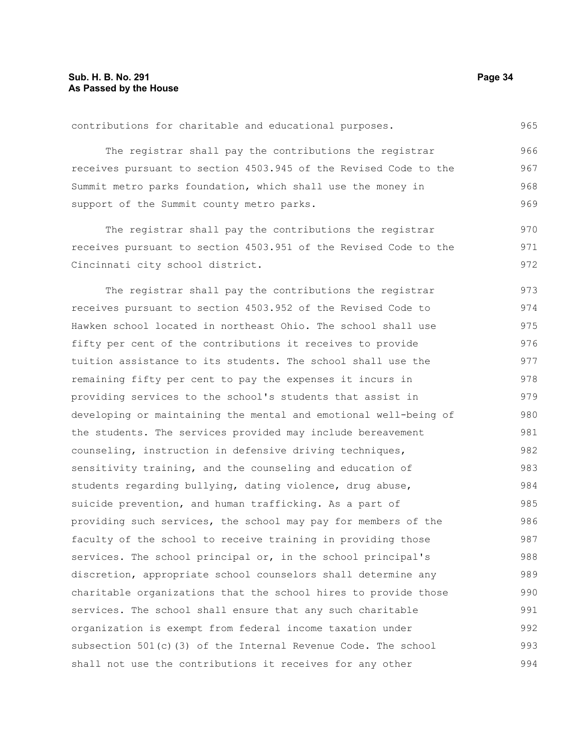contributions for charitable and educational purposes.

The registrar shall pay the contributions the registrar receives pursuant to section 4503.945 of the Revised Code to the Summit metro parks foundation, which shall use the money in support of the Summit county metro parks.

The registrar shall pay the contributions the registrar receives pursuant to section 4503.951 of the Revised Code to the Cincinnati city school district.

The registrar shall pay the contributions the registrar receives pursuant to section 4503.952 of the Revised Code to Hawken school located in northeast Ohio. The school shall use fifty per cent of the contributions it receives to provide tuition assistance to its students. The school shall use the remaining fifty per cent to pay the expenses it incurs in providing services to the school's students that assist in developing or maintaining the mental and emotional well-being of the students. The services provided may include bereavement counseling, instruction in defensive driving techniques, sensitivity training, and the counseling and education of students regarding bullying, dating violence, drug abuse, suicide prevention, and human trafficking. As a part of providing such services, the school may pay for members of the faculty of the school to receive training in providing those services. The school principal or, in the school principal's discretion, appropriate school counselors shall determine any charitable organizations that the school hires to provide those services. The school shall ensure that any such charitable organization is exempt from federal income taxation under subsection 501(c)(3) of the Internal Revenue Code. The school shall not use the contributions it receives for any other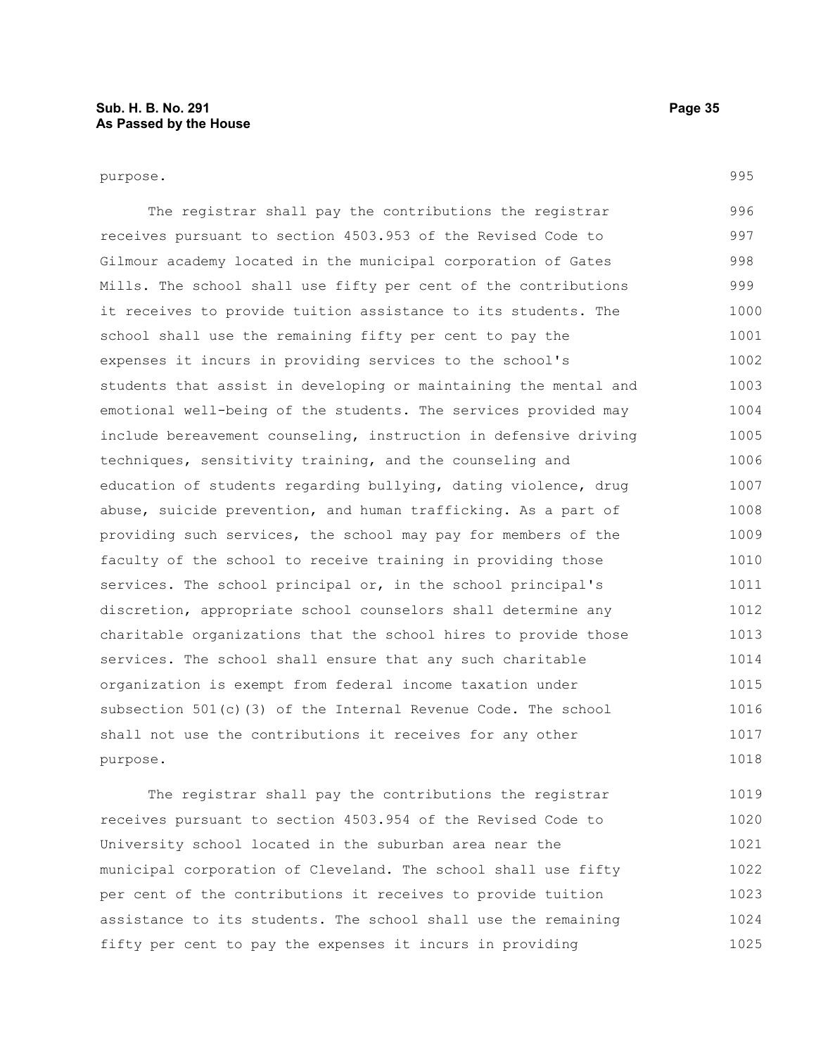purpose.

The registrar shall pay the contributions the registrar receives pursuant to section 4503.953 of the Revised Code to Gilmour academy located in the municipal corporation of Gates Mills. The school shall use fifty per cent of the contributions it receives to provide tuition assistance to its students. The school shall use the remaining fifty per cent to pay the expenses it incurs in providing services to the school's students that assist in developing or maintaining the mental and emotional well-being of the students. The services provided may include bereavement counseling, instruction in defensive driving techniques, sensitivity training, and the counseling and education of students regarding bullying, dating violence, drug abuse, suicide prevention, and human trafficking. As a part of providing such services, the school may pay for members of the faculty of the school to receive training in providing those services. The school principal or, in the school principal's discretion, appropriate school counselors shall determine any charitable organizations that the school hires to provide those services. The school shall ensure that any such charitable organization is exempt from federal income taxation under subsection 501(c)(3) of the Internal Revenue Code. The school shall not use the contributions it receives for any other purpose.

The registrar shall pay the contributions the registrar receives pursuant to section 4503.954 of the Revised Code to University school located in the suburban area near the municipal corporation of Cleveland. The school shall use fifty per cent of the contributions it receives to provide tuition assistance to its students. The school shall use the remaining fifty per cent to pay the expenses it incurs in providing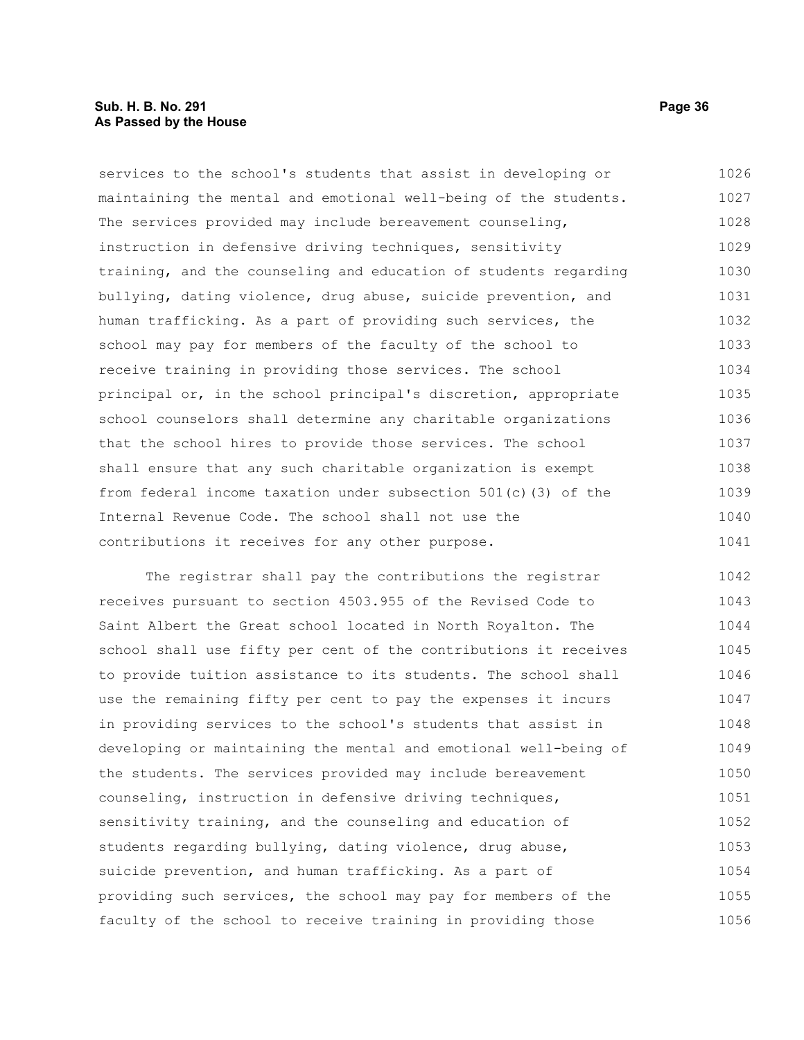services to the school's students that assist in developing or maintaining the mental and emotional well-being of the students. The services provided may include bereavement counseling, instruction in defensive driving techniques, sensitivity training, and the counseling and education of students regarding bullying, dating violence, drug abuse, suicide prevention, and human trafficking. As a part of providing such services, the school may pay for members of the faculty of the school to receive training in providing those services. The school principal or, in the school principal's discretion, appropriate school counselors shall determine any charitable organizations that the school hires to provide those services. The school shall ensure that any such charitable organization is exempt from federal income taxation under subsection 501(c)(3) of the Internal Revenue Code. The school shall not use the contributions it receives for any other purpose.

The registrar shall pay the contributions the registrar receives pursuant to section 4503.955 of the Revised Code to Saint Albert the Great school located in North Royalton. The school shall use fifty per cent of the contributions it receives to provide tuition assistance to its students. The school shall use the remaining fifty per cent to pay the expenses it incurs in providing services to the school's students that assist in developing or maintaining the mental and emotional well-being of the students. The services provided may include bereavement counseling, instruction in defensive driving techniques, sensitivity training, and the counseling and education of students regarding bullying, dating violence, drug abuse, suicide prevention, and human trafficking. As a part of providing such services, the school may pay for members of the faculty of the school to receive training in providing those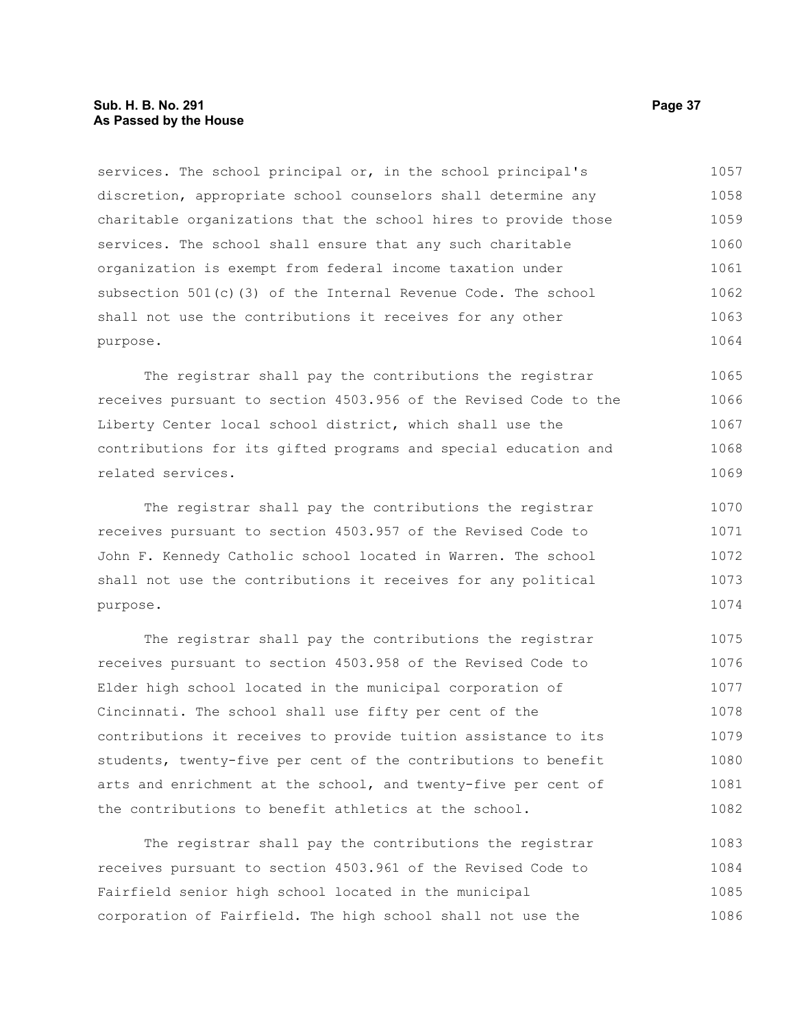services. The school principal or, in the school principal's discretion, appropriate school counselors shall determine any charitable organizations that the school hires to provide those services. The school shall ensure that any such charitable organization is exempt from federal income taxation under subsection 501(c)(3) of the Internal Revenue Code. The school shall not use the contributions it receives for any other purpose.

The registrar shall pay the contributions the registrar receives pursuant to section 4503.956 of the Revised Code to the Liberty Center local school district, which shall use the contributions for its gifted programs and special education and related services.

The registrar shall pay the contributions the registrar receives pursuant to section 4503.957 of the Revised Code to John F. Kennedy Catholic school located in Warren. The school shall not use the contributions it receives for any political purpose.

The registrar shall pay the contributions the registrar receives pursuant to section 4503.958 of the Revised Code to Elder high school located in the municipal corporation of Cincinnati. The school shall use fifty per cent of the contributions it receives to provide tuition assistance to its students, twenty-five per cent of the contributions to benefit arts and enrichment at the school, and twenty-five per cent of the contributions to benefit athletics at the school.

The registrar shall pay the contributions the registrar receives pursuant to section 4503.961 of the Revised Code to Fairfield senior high school located in the municipal corporation of Fairfield. The high school shall not use the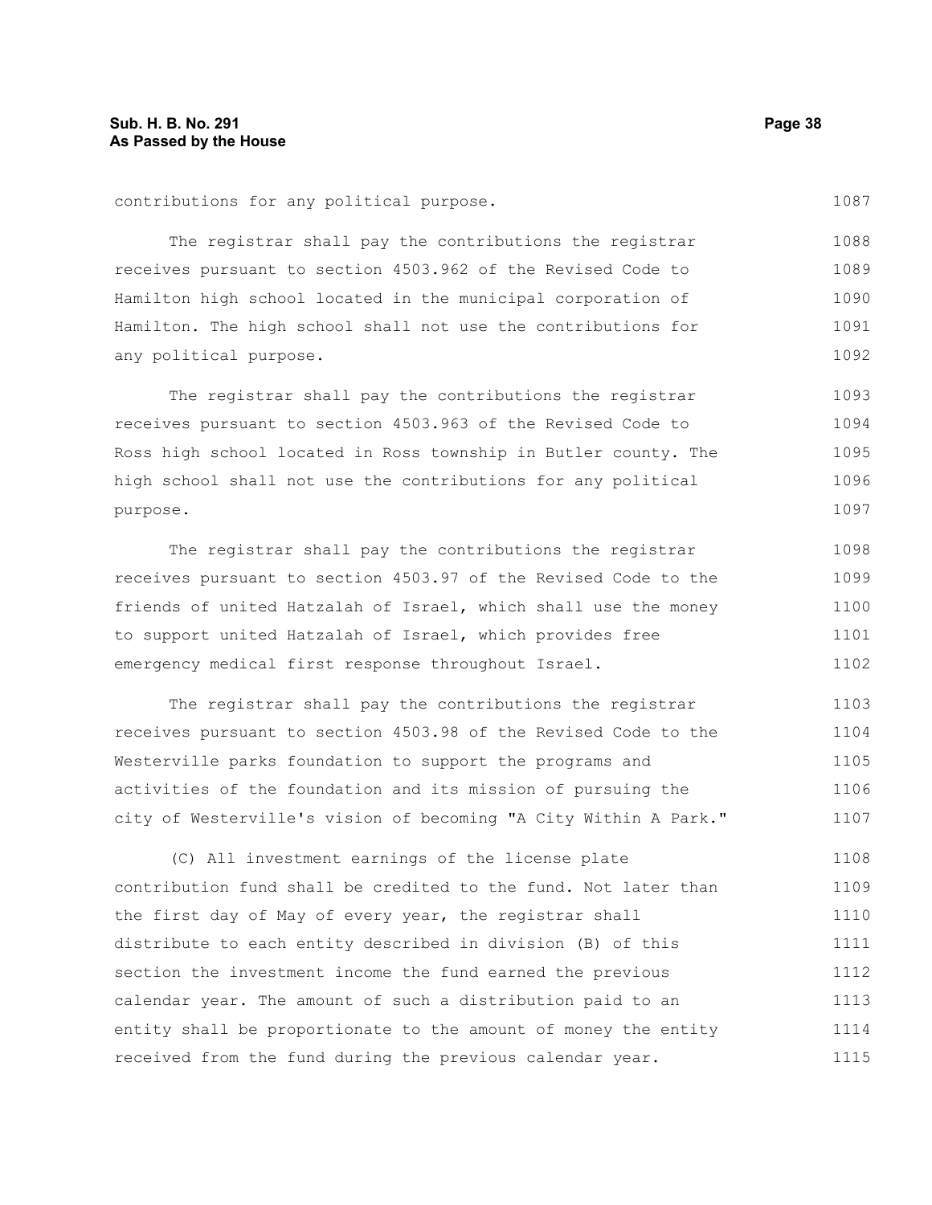contributions for any political purpose.

The registrar shall pay the contributions the registrar receives pursuant to section 4503.962 of the Revised Code to Hamilton high school located in the municipal corporation of Hamilton. The high school shall not use the contributions for any political purpose.

The registrar shall pay the contributions the registrar receives pursuant to section 4503.963 of the Revised Code to Ross high school located in Ross township in Butler county. The high school shall not use the contributions for any political purpose.

The registrar shall pay the contributions the registrar receives pursuant to section 4503.97 of the Revised Code to the friends of united Hatzalah of Israel, which shall use the money to support united Hatzalah of Israel, which provides free emergency medical first response throughout Israel.

The registrar shall pay the contributions the registrar receives pursuant to section 4503.98 of the Revised Code to the Westerville parks foundation to support the programs and activities of the foundation and its mission of pursuing the city of Westerville's vision of becoming "A City Within A Park."

(C) All investment earnings of the license plate contribution fund shall be credited to the fund. Not later than the first day of May of every year, the registrar shall distribute to each entity described in division (B) of this section the investment income the fund earned the previous calendar year. The amount of such a distribution paid to an entity shall be proportionate to the amount of money the entity received from the fund during the previous calendar year.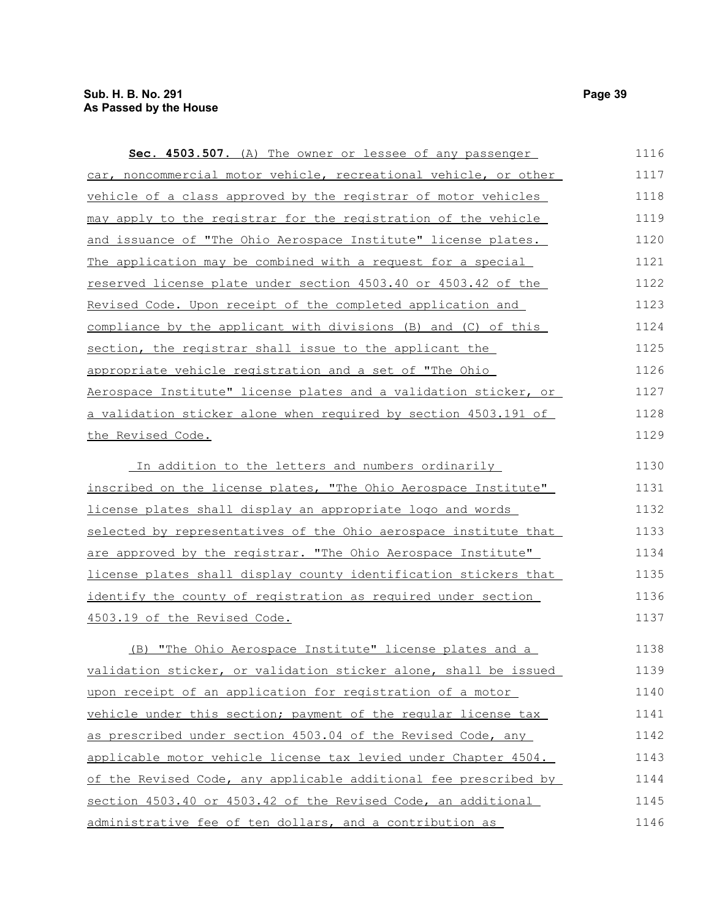**Sec. 4503.507.** (A) The owner or lessee of any passenger car, noncommercial motor vehicle, recreational vehicle, or other vehicle of a class approved by the registrar of motor vehicles may apply to the registrar for the registration of the vehicle and issuance of "The Ohio Aerospace Institute" license plates. The application may be combined with a request for a special reserved license plate under section 4503.40 or 4503.42 of the Revised Code. Upon receipt of the completed application and compliance by the applicant with divisions (B) and (C) of this section, the registrar shall issue to the applicant the appropriate vehicle registration and a set of "The Ohio Aerospace Institute" license plates and a validation sticker, or a validation sticker alone when required by section 4503.191 of the Revised Code.

In addition to the letters and numbers ordinarily inscribed on the license plates, "The Ohio Aerospace Institute" license plates shall display an appropriate logo and words selected by representatives of the Ohio aerospace institute that are approved by the registrar. "The Ohio Aerospace Institute" license plates shall display county identification stickers that identify the county of registration as required under section 4503.19 of the Revised Code.

(B) "The Ohio Aerospace Institute" license plates and a validation sticker, or validation sticker alone, shall be issued upon receipt of an application for registration of a motor vehicle under this section; payment of the regular license tax as prescribed under section 4503.04 of the Revised Code, any applicable motor vehicle license tax levied under Chapter 4504. of the Revised Code, any applicable additional fee prescribed by section 4503.40 or 4503.42 of the Revised Code, an additional administrative fee of ten dollars, and a contribution as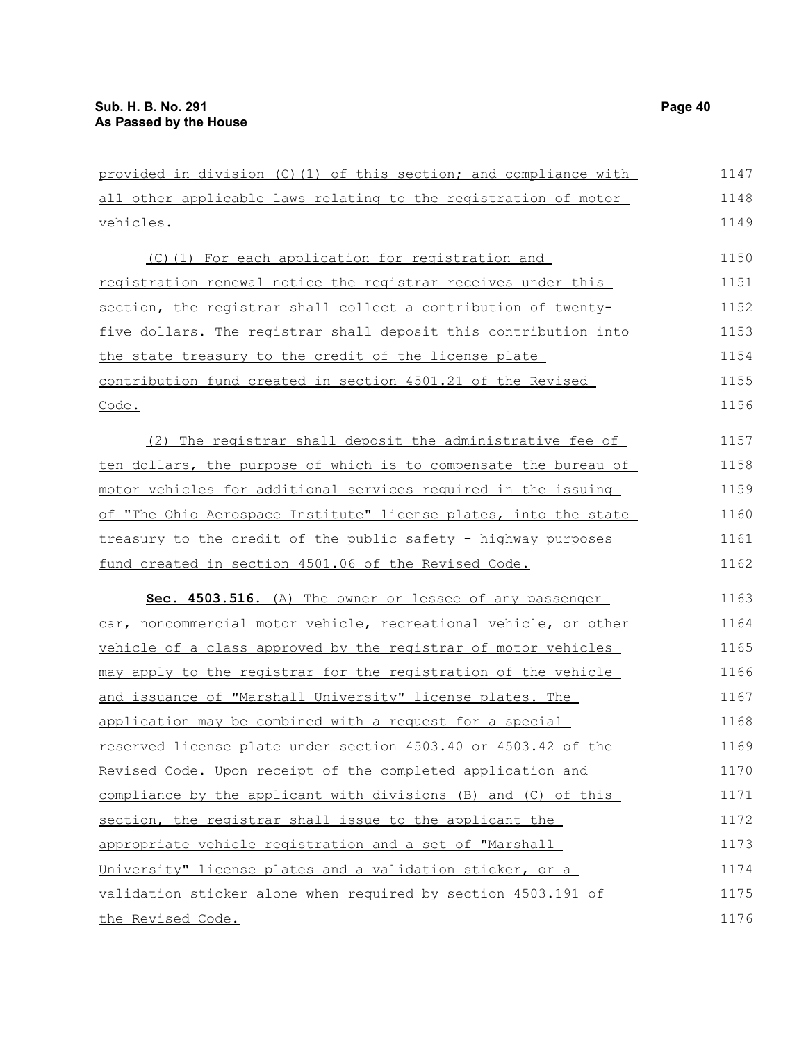provided in division (C)(1) of this section; and compliance with all other applicable laws relating to the registration of motor vehicles.

(C)(1) For each application for registration and registration renewal notice the registrar receives under this section, the registrar shall collect a contribution of twenty-five dollars. The registrar shall deposit this contribution into the state treasury to the credit of the license plate contribution fund created in section 4501.21 of the Revised Code.

(2) The registrar shall deposit the administrative fee of ten dollars, the purpose of which is to compensate the bureau of motor vehicles for additional services required in the issuing of "The Ohio Aerospace Institute" license plates, into the state treasury to the credit of the public safety - highway purposes fund created in section 4501.06 of the Revised Code.

**Sec. 4503.516.** (A) The owner or lessee of any passenger car, noncommercial motor vehicle, recreational vehicle, or other vehicle of a class approved by the registrar of motor vehicles may apply to the registrar for the registration of the vehicle and issuance of "Marshall University" license plates. The application may be combined with a request for a special reserved license plate under section 4503.40 or 4503.42 of the Revised Code. Upon receipt of the completed application and compliance by the applicant with divisions (B) and (C) of this section, the registrar shall issue to the applicant the appropriate vehicle registration and a set of "Marshall University" license plates and a validation sticker, or a validation sticker alone when required by section 4503.191 of the Revised Code.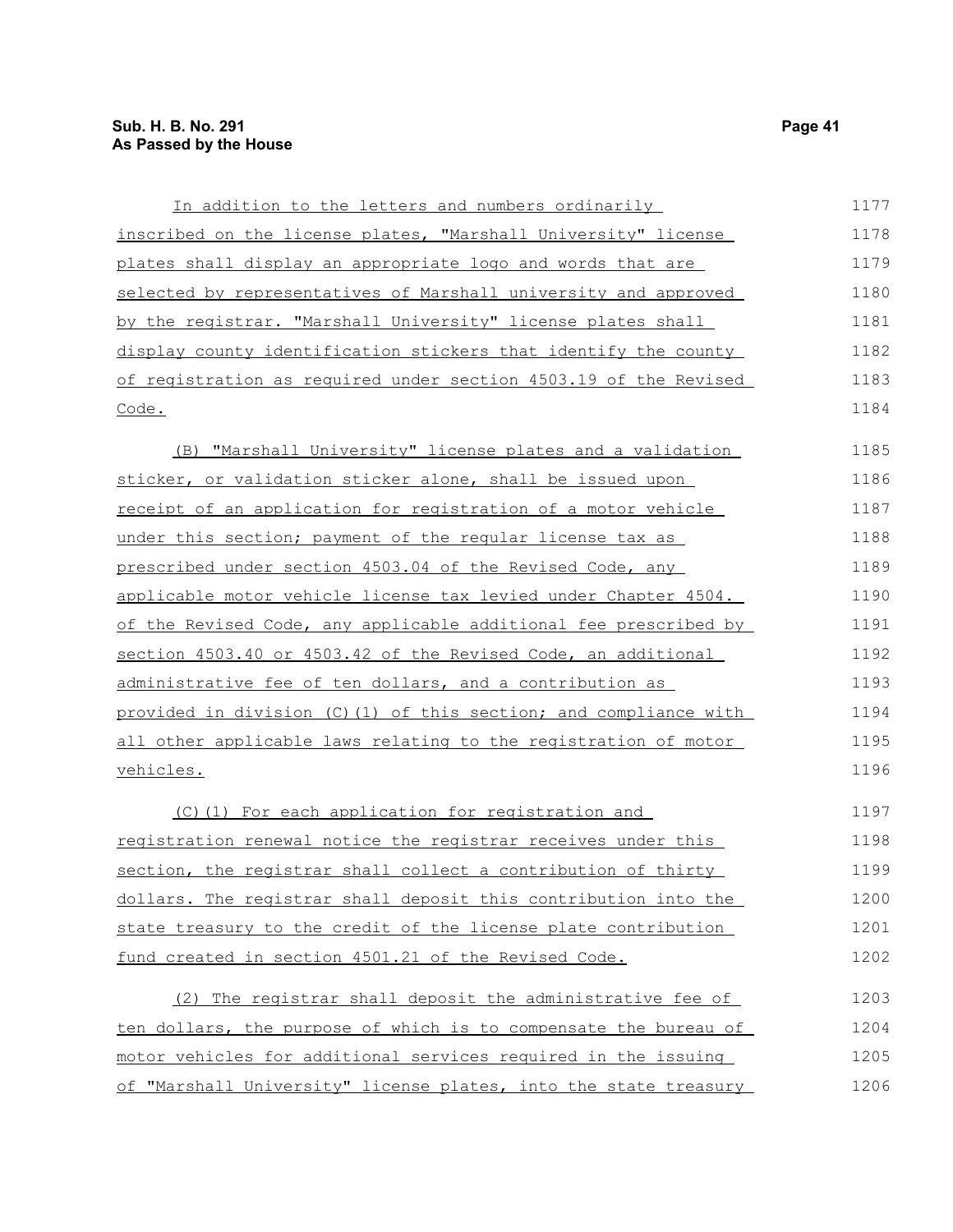In addition to the letters and numbers ordinarily inscribed on the license plates, "Marshall University" license plates shall display an appropriate logo and words that are selected by representatives of Marshall university and approved by the registrar. "Marshall University" license plates shall display county identification stickers that identify the county of registration as required under section 4503.19 of the Revised Code.

(B) "Marshall University" license plates and a validation sticker, or validation sticker alone, shall be issued upon receipt of an application for registration of a motor vehicle under this section; payment of the regular license tax as prescribed under section 4503.04 of the Revised Code, any applicable motor vehicle license tax levied under Chapter 4504. of the Revised Code, any applicable additional fee prescribed by section 4503.40 or 4503.42 of the Revised Code, an additional administrative fee of ten dollars, and a contribution as provided in division (C)(1) of this section; and compliance with all other applicable laws relating to the registration of motor vehicles.

(C)(1) For each application for registration and registration renewal notice the registrar receives under this section, the registrar shall collect a contribution of thirty dollars. The registrar shall deposit this contribution into the state treasury to the credit of the license plate contribution fund created in section 4501.21 of the Revised Code.

(2) The registrar shall deposit the administrative fee of ten dollars, the purpose of which is to compensate the bureau of motor vehicles for additional services required in the issuing of "Marshall University" license plates, into the state treasury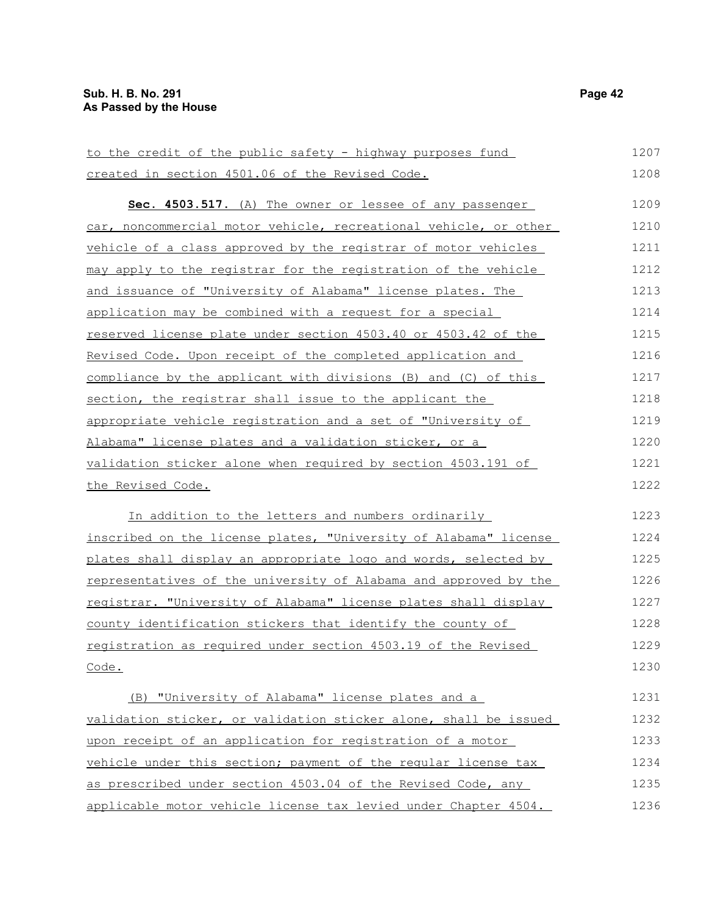to the credit of the public safety - highway purposes fund created in section 4501.06 of the Revised Code.

**Sec. 4503.517.** (A) The owner or lessee of any passenger car, noncommercial motor vehicle, recreational vehicle, or other vehicle of a class approved by the registrar of motor vehicles may apply to the registrar for the registration of the vehicle and issuance of "University of Alabama" license plates. The application may be combined with a request for a special reserved license plate under section 4503.40 or 4503.42 of the Revised Code. Upon receipt of the completed application and compliance by the applicant with divisions (B) and (C) of this section, the registrar shall issue to the applicant the appropriate vehicle registration and a set of "University of Alabama" license plates and a validation sticker, or a validation sticker alone when required by section 4503.191 of the Revised Code.

In addition to the letters and numbers ordinarily inscribed on the license plates, "University of Alabama" license plates shall display an appropriate logo and words, selected by representatives of the university of Alabama and approved by the registrar. "University of Alabama" license plates shall display county identification stickers that identify the county of registration as required under section 4503.19 of the Revised Code.

(B) "University of Alabama" license plates and a validation sticker, or validation sticker alone, shall be issued upon receipt of an application for registration of a motor vehicle under this section; payment of the regular license tax as prescribed under section 4503.04 of the Revised Code, any applicable motor vehicle license tax levied under Chapter 4504.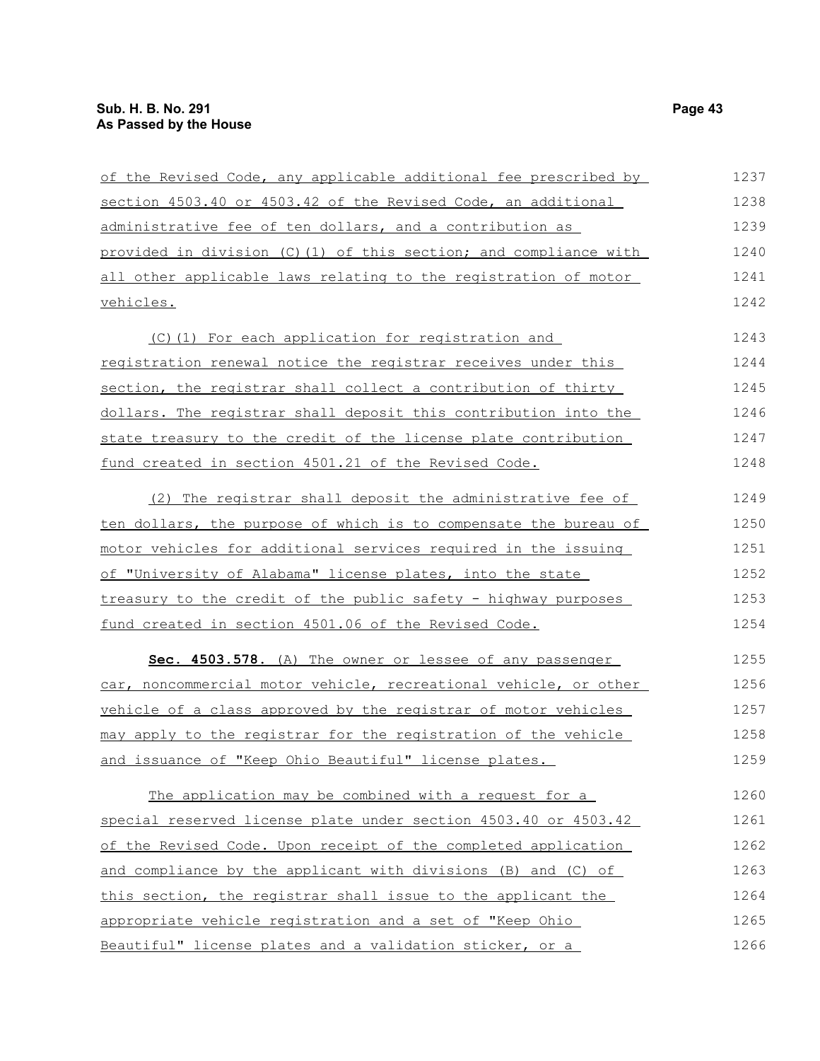of the Revised Code, any applicable additional fee prescribed by section 4503.40 or 4503.42 of the Revised Code, an additional administrative fee of ten dollars, and a contribution as provided in division (C)(1) of this section; and compliance with all other applicable laws relating to the registration of motor vehicles.

(C)(1) For each application for registration and registration renewal notice the registrar receives under this section, the registrar shall collect a contribution of thirty dollars. The registrar shall deposit this contribution into the state treasury to the credit of the license plate contribution fund created in section 4501.21 of the Revised Code.

(2) The registrar shall deposit the administrative fee of ten dollars, the purpose of which is to compensate the bureau of motor vehicles for additional services required in the issuing of "University of Alabama" license plates, into the state treasury to the credit of the public safety - highway purposes fund created in section 4501.06 of the Revised Code.

**Sec. 4503.578.** (A) The owner or lessee of any passenger car, noncommercial motor vehicle, recreational vehicle, or other vehicle of a class approved by the registrar of motor vehicles may apply to the registrar for the registration of the vehicle and issuance of "Keep Ohio Beautiful" license plates.

The application may be combined with a request for a special reserved license plate under section 4503.40 or 4503.42 of the Revised Code. Upon receipt of the completed application and compliance by the applicant with divisions (B) and (C) of this section, the registrar shall issue to the applicant the appropriate vehicle registration and a set of "Keep Ohio Beautiful" license plates and a validation sticker, or a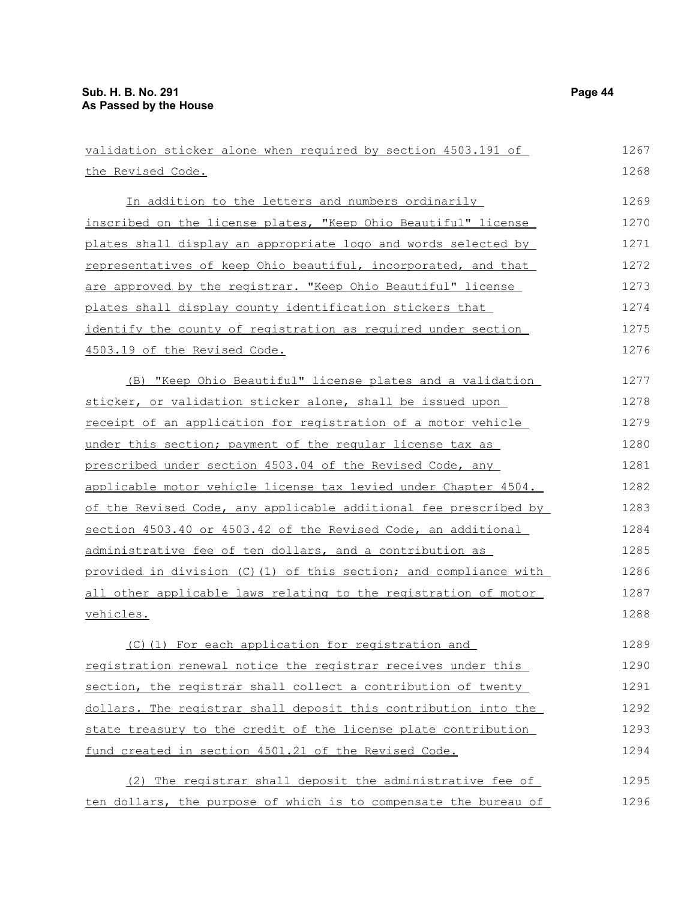validation sticker alone when required by section 4503.191 of the Revised Code.

In addition to the letters and numbers ordinarily inscribed on the license plates, "Keep Ohio Beautiful" license plates shall display an appropriate logo and words selected by representatives of keep Ohio beautiful, incorporated, and that are approved by the registrar. "Keep Ohio Beautiful" license plates shall display county identification stickers that identify the county of registration as required under section 4503.19 of the Revised Code.

(B) "Keep Ohio Beautiful" license plates and a validation sticker, or validation sticker alone, shall be issued upon receipt of an application for registration of a motor vehicle under this section; payment of the regular license tax as prescribed under section 4503.04 of the Revised Code, any applicable motor vehicle license tax levied under Chapter 4504. of the Revised Code, any applicable additional fee prescribed by section 4503.40 or 4503.42 of the Revised Code, an additional administrative fee of ten dollars, and a contribution as provided in division (C)(1) of this section; and compliance with all other applicable laws relating to the registration of motor vehicles.

(C)(1) For each application for registration and registration renewal notice the registrar receives under this section, the registrar shall collect a contribution of twenty dollars. The registrar shall deposit this contribution into the state treasury to the credit of the license plate contribution fund created in section 4501.21 of the Revised Code.

(2) The registrar shall deposit the administrative fee of ten dollars, the purpose of which is to compensate the bureau of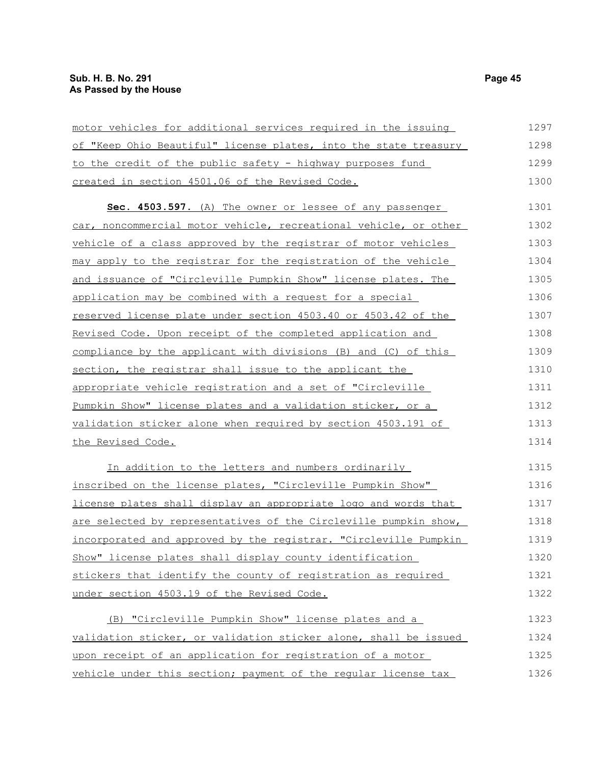motor vehicles for additional services required in the issuing of "Keep Ohio Beautiful" license plates, into the state treasury to the credit of the public safety - highway purposes fund created in section 4501.06 of the Revised Code.

**Sec. 4503.597.** (A) The owner or lessee of any passenger car, noncommercial motor vehicle, recreational vehicle, or other vehicle of a class approved by the registrar of motor vehicles may apply to the registrar for the registration of the vehicle and issuance of "Circleville Pumpkin Show" license plates. The application may be combined with a request for a special reserved license plate under section 4503.40 or 4503.42 of the Revised Code. Upon receipt of the completed application and compliance by the applicant with divisions (B) and (C) of this section, the registrar shall issue to the applicant the appropriate vehicle registration and a set of "Circleville Pumpkin Show" license plates and a validation sticker, or a validation sticker alone when required by section 4503.191 of the Revised Code.

In addition to the letters and numbers ordinarily inscribed on the license plates, "Circleville Pumpkin Show" license plates shall display an appropriate logo and words that are selected by representatives of the Circleville pumpkin show, incorporated and approved by the registrar. "Circleville Pumpkin Show" license plates shall display county identification stickers that identify the county of registration as required under section 4503.19 of the Revised Code.

(B) "Circleville Pumpkin Show" license plates and a validation sticker, or validation sticker alone, shall be issued upon receipt of an application for registration of a motor vehicle under this section; payment of the regular license tax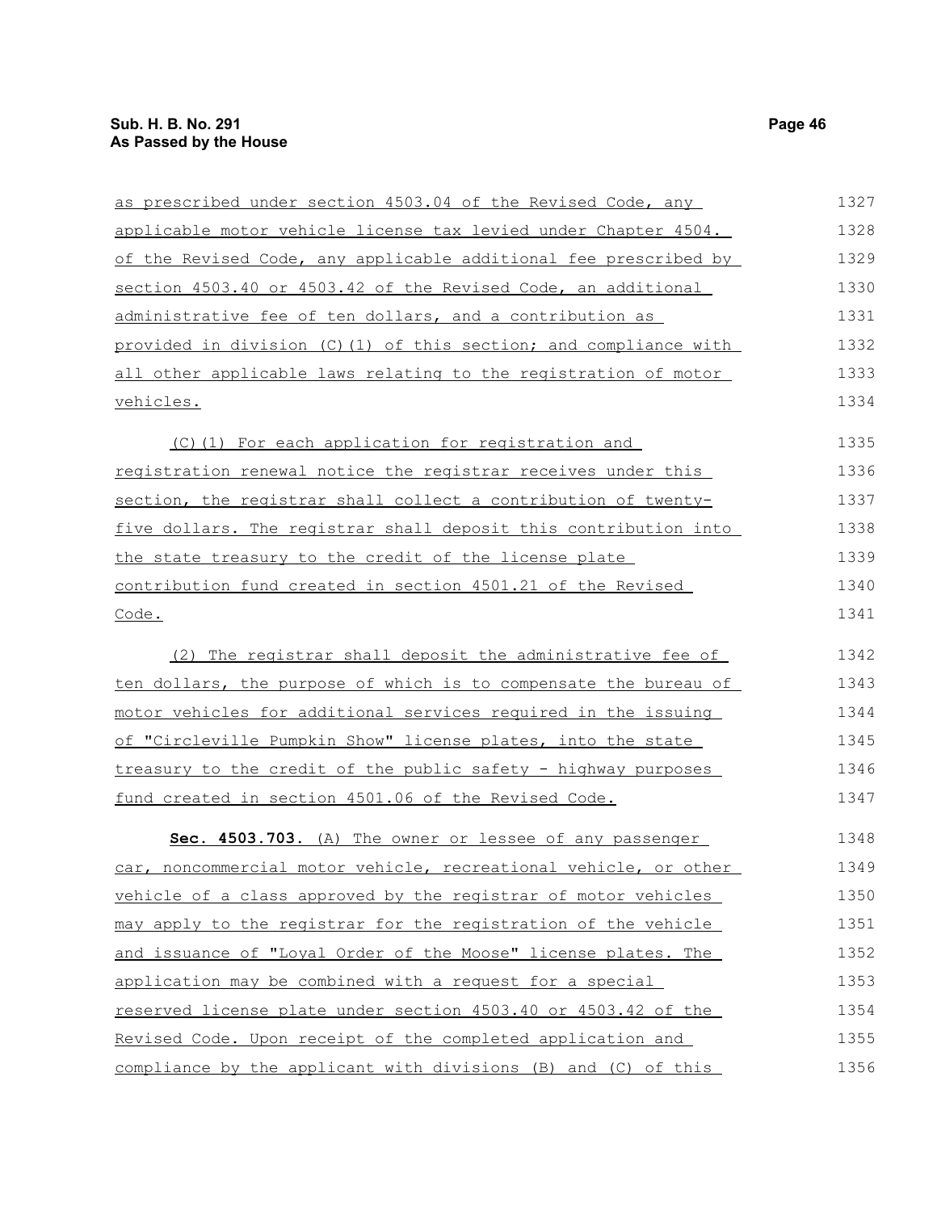as prescribed under section 4503.04 of the Revised Code, any applicable motor vehicle license tax levied under Chapter 4504. of the Revised Code, any applicable additional fee prescribed by section 4503.40 or 4503.42 of the Revised Code, an additional administrative fee of ten dollars, and a contribution as provided in division (C)(1) of this section; and compliance with all other applicable laws relating to the registration of motor vehicles.

(C)(1) For each application for registration and registration renewal notice the registrar receives under this section, the registrar shall collect a contribution of twenty-five dollars. The registrar shall deposit this contribution into the state treasury to the credit of the license plate contribution fund created in section 4501.21 of the Revised Code.

(2) The registrar shall deposit the administrative fee of ten dollars, the purpose of which is to compensate the bureau of motor vehicles for additional services required in the issuing of "Circleville Pumpkin Show" license plates, into the state treasury to the credit of the public safety - highway purposes fund created in section 4501.06 of the Revised Code.

**Sec. 4503.703.** (A) The owner or lessee of any passenger car, noncommercial motor vehicle, recreational vehicle, or other vehicle of a class approved by the registrar of motor vehicles may apply to the registrar for the registration of the vehicle and issuance of "Loyal Order of the Moose" license plates. The application may be combined with a request for a special reserved license plate under section 4503.40 or 4503.42 of the Revised Code. Upon receipt of the completed application and compliance by the applicant with divisions (B) and (C) of this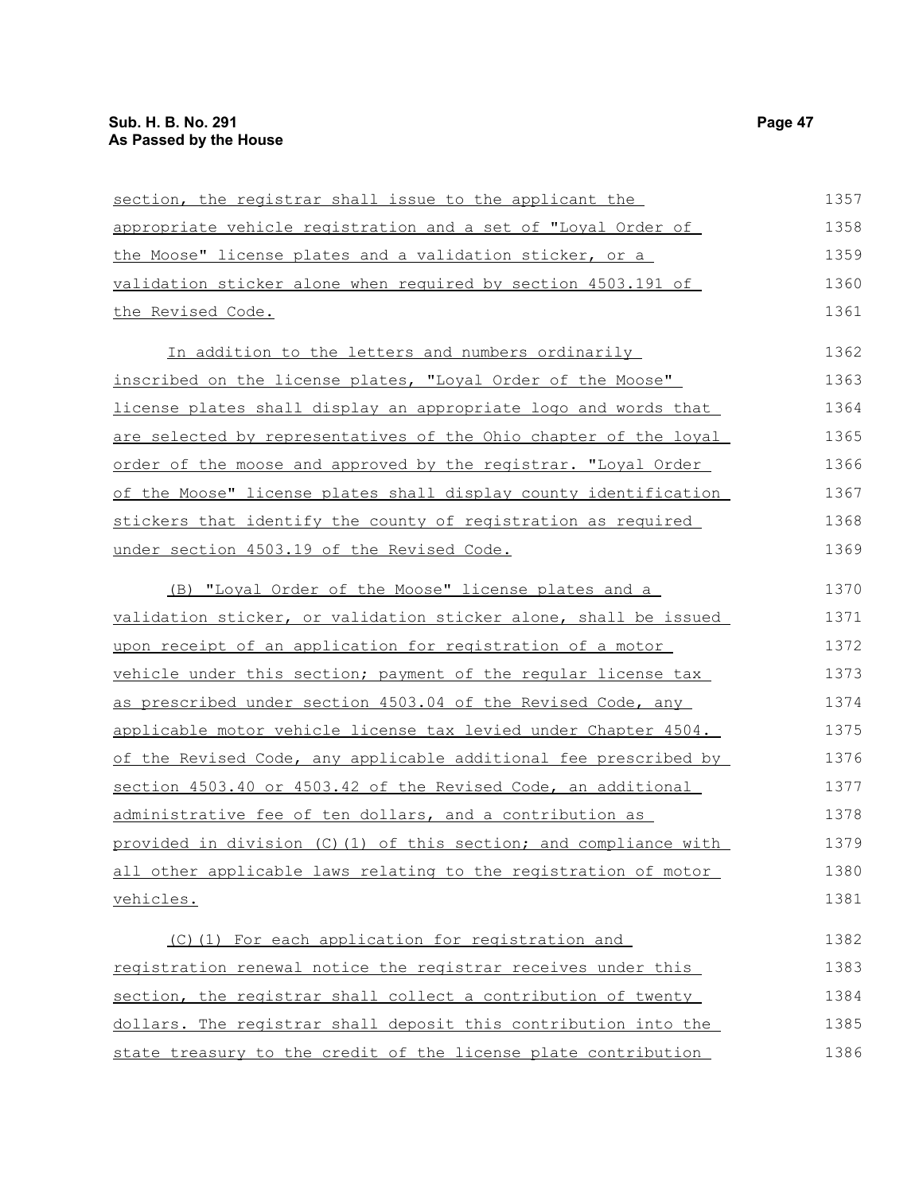section, the registrar shall issue to the applicant the appropriate vehicle registration and a set of "Loyal Order of the Moose" license plates and a validation sticker, or a validation sticker alone when required by section 4503.191 of the Revised Code.

In addition to the letters and numbers ordinarily inscribed on the license plates, "Loyal Order of the Moose" license plates shall display an appropriate logo and words that are selected by representatives of the Ohio chapter of the loyal order of the moose and approved by the registrar. "Loyal Order of the Moose" license plates shall display county identification stickers that identify the county of registration as required under section 4503.19 of the Revised Code.

(B) "Loyal Order of the Moose" license plates and a validation sticker, or validation sticker alone, shall be issued upon receipt of an application for registration of a motor vehicle under this section; payment of the regular license tax as prescribed under section 4503.04 of the Revised Code, any applicable motor vehicle license tax levied under Chapter 4504. of the Revised Code, any applicable additional fee prescribed by section 4503.40 or 4503.42 of the Revised Code, an additional administrative fee of ten dollars, and a contribution as provided in division (C)(1) of this section; and compliance with all other applicable laws relating to the registration of motor vehicles.

(C)(1) For each application for registration and registration renewal notice the registrar receives under this section, the registrar shall collect a contribution of twenty dollars. The registrar shall deposit this contribution into the state treasury to the credit of the license plate contribution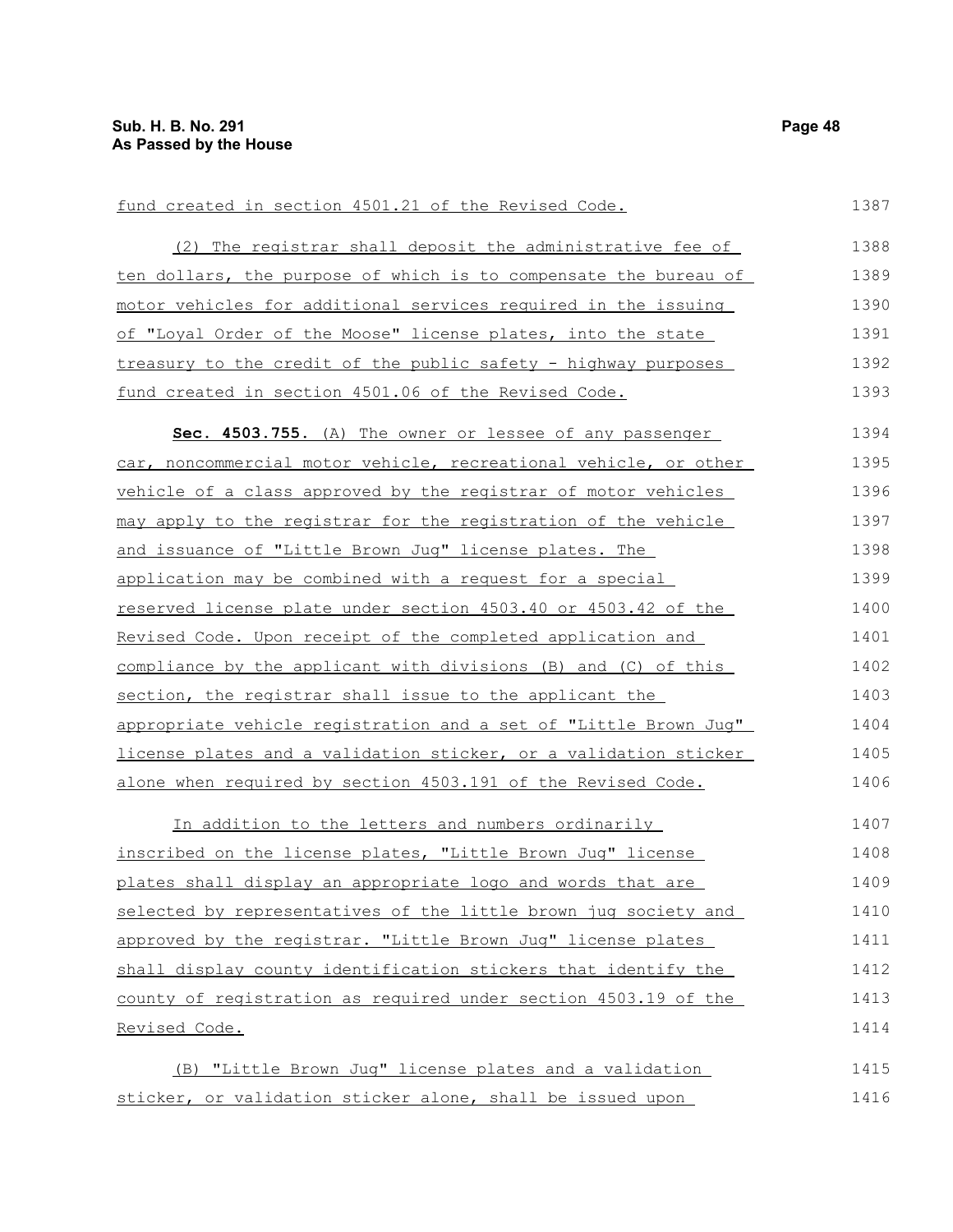fund created in section 4501.21 of the Revised Code.

(2) The registrar shall deposit the administrative fee of ten dollars, the purpose of which is to compensate the bureau of motor vehicles for additional services required in the issuing of "Loyal Order of the Moose" license plates, into the state treasury to the credit of the public safety - highway purposes fund created in section 4501.06 of the Revised Code.

**Sec. 4503.755.** (A) The owner or lessee of any passenger car, noncommercial motor vehicle, recreational vehicle, or other vehicle of a class approved by the registrar of motor vehicles may apply to the registrar for the registration of the vehicle and issuance of "Little Brown Jug" license plates. The application may be combined with a request for a special reserved license plate under section 4503.40 or 4503.42 of the Revised Code. Upon receipt of the completed application and compliance by the applicant with divisions (B) and (C) of this section, the registrar shall issue to the applicant the appropriate vehicle registration and a set of "Little Brown Jug" license plates and a validation sticker, or a validation sticker alone when required by section 4503.191 of the Revised Code.

In addition to the letters and numbers ordinarily inscribed on the license plates, "Little Brown Jug" license plates shall display an appropriate logo and words that are selected by representatives of the little brown jug society and approved by the registrar. "Little Brown Jug" license plates shall display county identification stickers that identify the county of registration as required under section 4503.19 of the Revised Code.

(B) "Little Brown Jug" license plates and a validation sticker, or validation sticker alone, shall be issued upon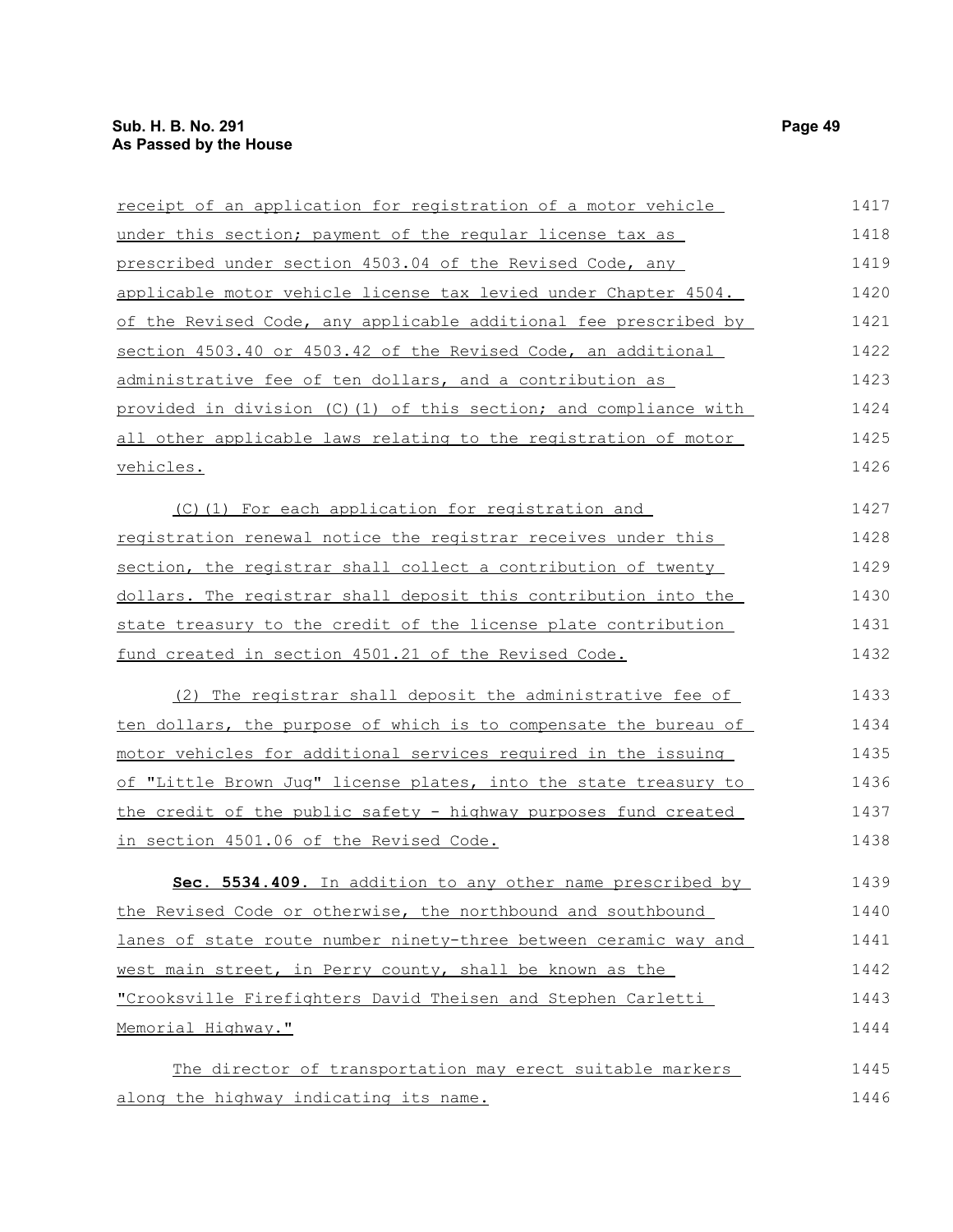receipt of an application for registration of a motor vehicle under this section; payment of the regular license tax as prescribed under section 4503.04 of the Revised Code, any applicable motor vehicle license tax levied under Chapter 4504. of the Revised Code, any applicable additional fee prescribed by section 4503.40 or 4503.42 of the Revised Code, an additional administrative fee of ten dollars, and a contribution as provided in division (C)(1) of this section; and compliance with all other applicable laws relating to the registration of motor vehicles.

(C)(1) For each application for registration and registration renewal notice the registrar receives under this section, the registrar shall collect a contribution of twenty dollars. The registrar shall deposit this contribution into the state treasury to the credit of the license plate contribution fund created in section 4501.21 of the Revised Code.

(2) The registrar shall deposit the administrative fee of ten dollars, the purpose of which is to compensate the bureau of motor vehicles for additional services required in the issuing of "Little Brown Jug" license plates, into the state treasury to the credit of the public safety - highway purposes fund created in section 4501.06 of the Revised Code.

**Sec. 5534.409.** In addition to any other name prescribed by the Revised Code or otherwise, the northbound and southbound lanes of state route number ninety-three between ceramic way and west main street, in Perry county, shall be known as the "Crooksville Firefighters David Theisen and Stephen Carletti Memorial Highway."

The director of transportation may erect suitable markers along the highway indicating its name.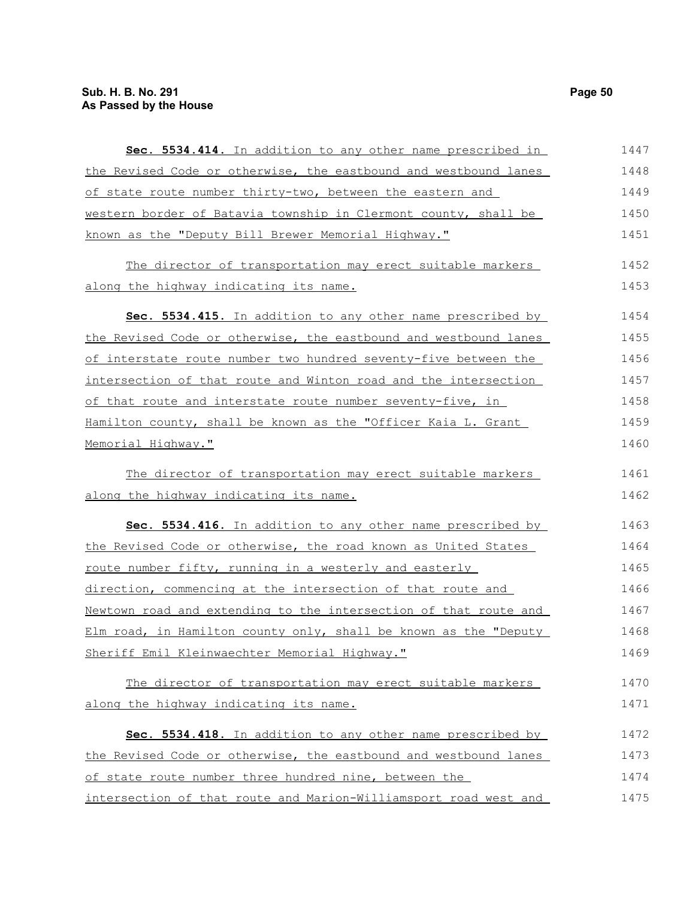**Sec. 5534.414.** In addition to any other name prescribed in the Revised Code or otherwise, the eastbound and westbound lanes of state route number thirty-two, between the eastern and western border of Batavia township in Clermont county, shall be known as the "Deputy Bill Brewer Memorial Highway."

The director of transportation may erect suitable markers along the highway indicating its name.

**Sec. 5534.415.** In addition to any other name prescribed by the Revised Code or otherwise, the eastbound and westbound lanes of interstate route number two hundred seventy-five between the intersection of that route and Winton road and the intersection of that route and interstate route number seventy-five, in Hamilton county, shall be known as the "Officer Kaia L. Grant Memorial Highway."

The director of transportation may erect suitable markers along the highway indicating its name.

**Sec. 5534.416.** In addition to any other name prescribed by the Revised Code or otherwise, the road known as United States route number fifty, running in a westerly and easterly direction, commencing at the intersection of that route and Newtown road and extending to the intersection of that route and Elm road, in Hamilton county only, shall be known as the "Deputy Sheriff Emil Kleinwaechter Memorial Highway."

The director of transportation may erect suitable markers along the highway indicating its name.

**Sec. 5534.418.** In addition to any other name prescribed by the Revised Code or otherwise, the eastbound and westbound lanes of state route number three hundred nine, between the intersection of that route and Marion-Williamsport road west and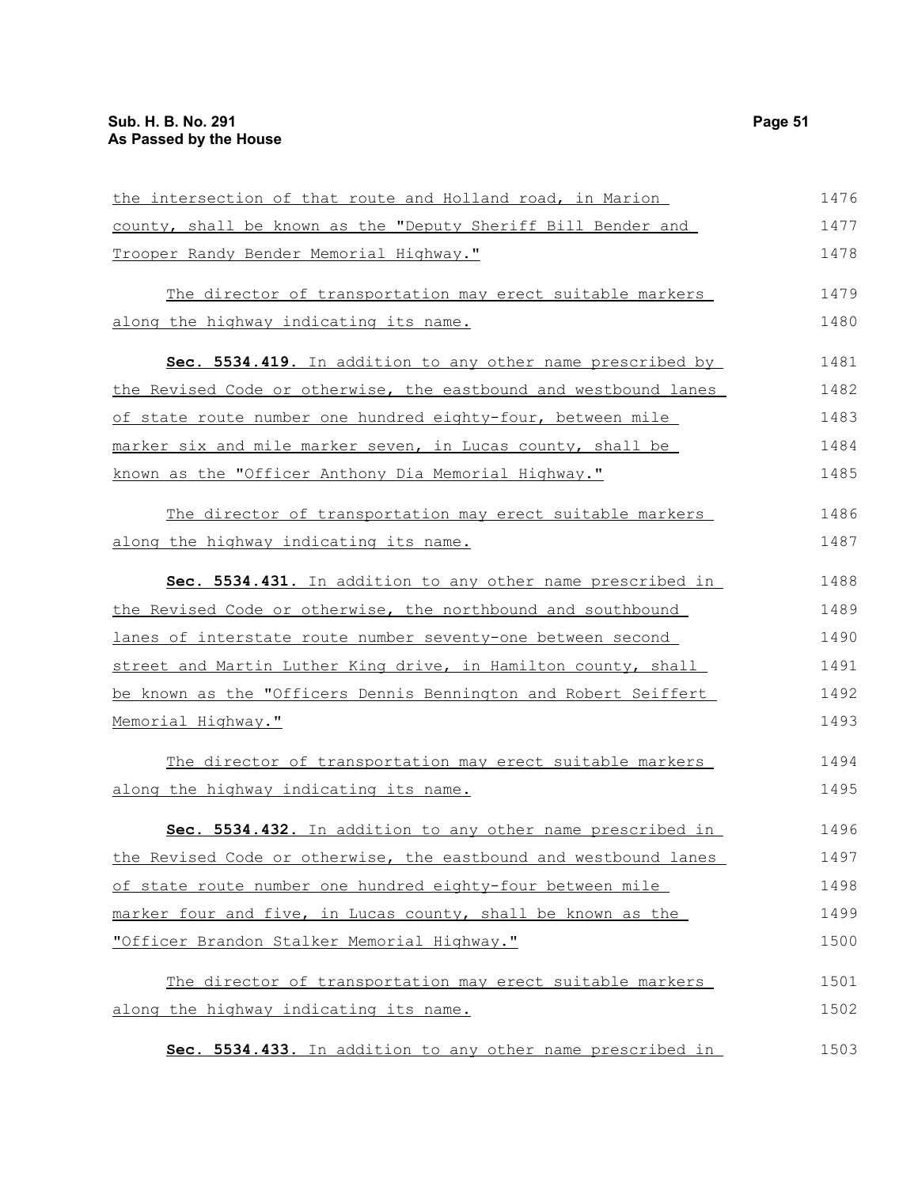the intersection of that route and Holland road, in Marion county, shall be known as the "Deputy Sheriff Bill Bender and Trooper Randy Bender Memorial Highway."

The director of transportation may erect suitable markers along the highway indicating its name.

**Sec. 5534.419.** In addition to any other name prescribed by the Revised Code or otherwise, the eastbound and westbound lanes of state route number one hundred eighty-four, between mile marker six and mile marker seven, in Lucas county, shall be known as the "Officer Anthony Dia Memorial Highway."

The director of transportation may erect suitable markers along the highway indicating its name.

**Sec. 5534.431.** In addition to any other name prescribed in the Revised Code or otherwise, the northbound and southbound lanes of interstate route number seventy-one between second street and Martin Luther King drive, in Hamilton county, shall be known as the "Officers Dennis Bennington and Robert Seiffert Memorial Highway."

The director of transportation may erect suitable markers along the highway indicating its name.

**Sec. 5534.432.** In addition to any other name prescribed in the Revised Code or otherwise, the eastbound and westbound lanes of state route number one hundred eighty-four between mile marker four and five, in Lucas county, shall be known as the "Officer Brandon Stalker Memorial Highway."

The director of transportation may erect suitable markers along the highway indicating its name.

**Sec. 5534.433.** In addition to any other name prescribed in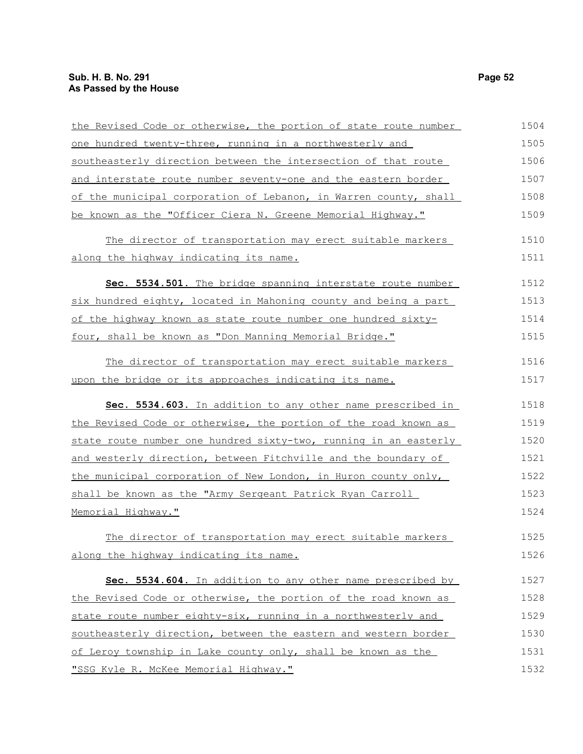the Revised Code or otherwise, the portion of state route number one hundred twenty-three, running in a northwesterly and southeasterly direction between the intersection of that route and interstate route number seventy-one and the eastern border of the municipal corporation of Lebanon, in Warren county, shall be known as the "Officer Ciera N. Greene Memorial Highway."

The director of transportation may erect suitable markers along the highway indicating its name.

**Sec. 5534.501.** The bridge spanning interstate route number six hundred eighty, located in Mahoning county and being a part of the highway known as state route number one hundred sixty-four, shall be known as "Don Manning Memorial Bridge."

The director of transportation may erect suitable markers upon the bridge or its approaches indicating its name.

**Sec. 5534.603.** In addition to any other name prescribed in the Revised Code or otherwise, the portion of the road known as state route number one hundred sixty-two, running in an easterly and westerly direction, between Fitchville and the boundary of the municipal corporation of New London, in Huron county only, shall be known as the "Army Sergeant Patrick Ryan Carroll Memorial Highway."

The director of transportation may erect suitable markers along the highway indicating its name.

**Sec. 5534.604.** In addition to any other name prescribed by the Revised Code or otherwise, the portion of the road known as state route number eighty-six, running in a northwesterly and southeasterly direction, between the eastern and western border of Leroy township in Lake county only, shall be known as the "SSG Kyle R. McKee Memorial Highway."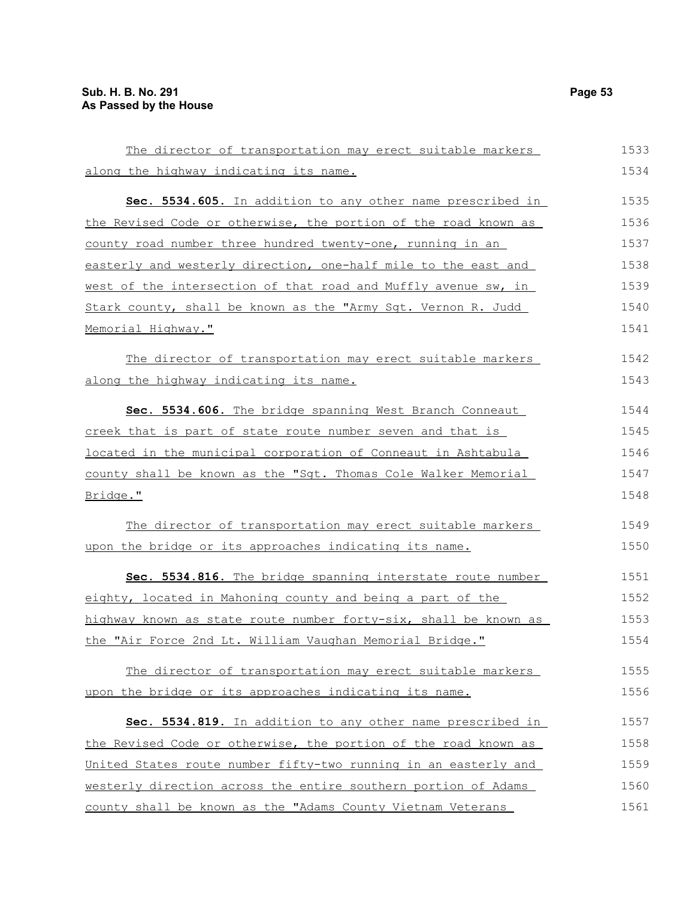The director of transportation may erect suitable markers along the highway indicating its name.

**Sec. 5534.605.** In addition to any other name prescribed in the Revised Code or otherwise, the portion of the road known as county road number three hundred twenty-one, running in an easterly and westerly direction, one-half mile to the east and west of the intersection of that road and Muffly avenue sw, in Stark county, shall be known as the "Army Sgt. Vernon R. Judd Memorial Highway."

The director of transportation may erect suitable markers along the highway indicating its name.

**Sec. 5534.606.** The bridge spanning West Branch Conneaut creek that is part of state route number seven and that is located in the municipal corporation of Conneaut in Ashtabula county shall be known as the "Sgt. Thomas Cole Walker Memorial Bridge."

The director of transportation may erect suitable markers upon the bridge or its approaches indicating its name.

**Sec. 5534.816.** The bridge spanning interstate route number eighty, located in Mahoning county and being a part of the highway known as state route number forty-six, shall be known as the "Air Force 2nd Lt. William Vaughan Memorial Bridge."

The director of transportation may erect suitable markers upon the bridge or its approaches indicating its name.

**Sec. 5534.819.** In addition to any other name prescribed in the Revised Code or otherwise, the portion of the road known as United States route number fifty-two running in an easterly and westerly direction across the entire southern portion of Adams county shall be known as the "Adams County Vietnam Veterans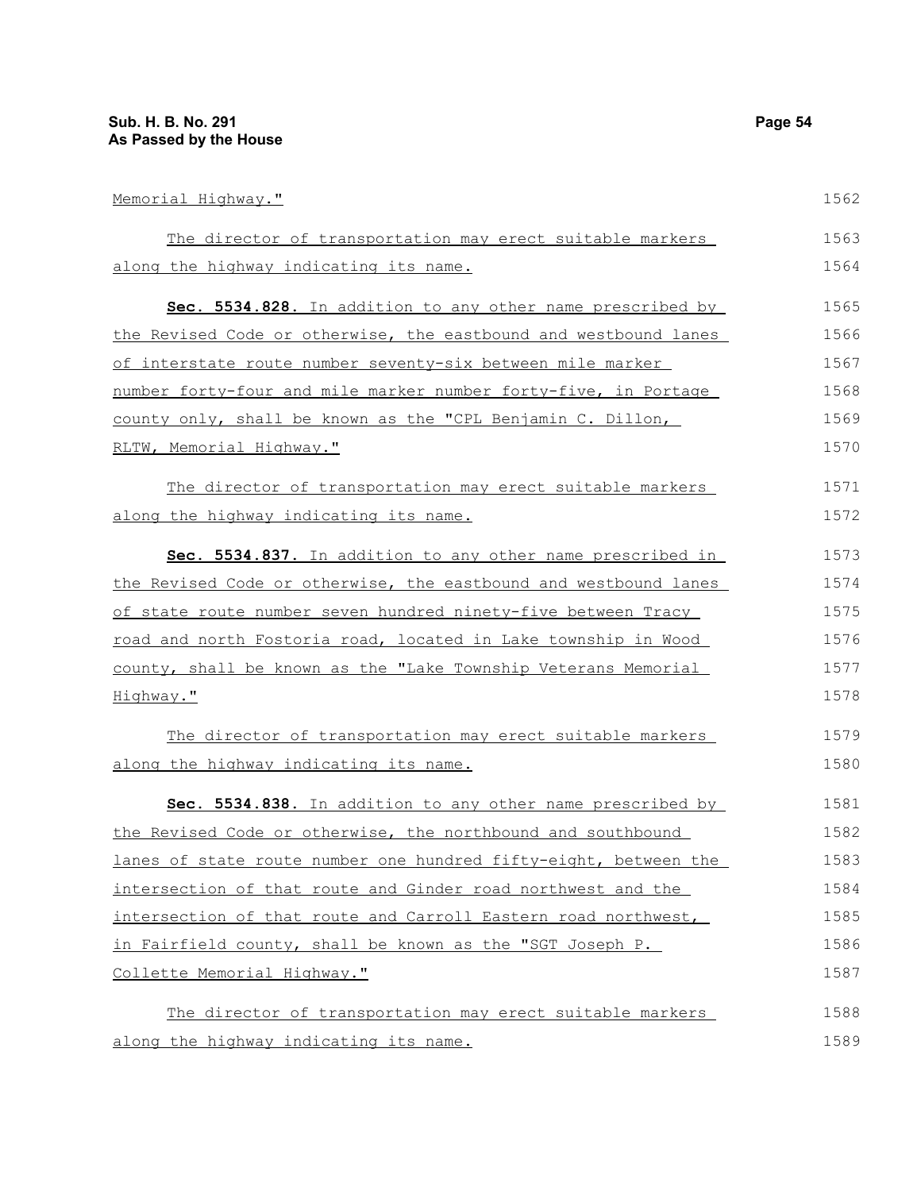Memorial Highway."

The director of transportation may erect suitable markers along the highway indicating its name.

**Sec. 5534.828.** In addition to any other name prescribed by the Revised Code or otherwise, the eastbound and westbound lanes of interstate route number seventy-six between mile marker number forty-four and mile marker number forty-five, in Portage county only, shall be known as the "CPL Benjamin C. Dillon, RLTW, Memorial Highway."

The director of transportation may erect suitable markers along the highway indicating its name.

**Sec. 5534.837.** In addition to any other name prescribed in the Revised Code or otherwise, the eastbound and westbound lanes of state route number seven hundred ninety-five between Tracy road and north Fostoria road, located in Lake township in Wood county, shall be known as the "Lake Township Veterans Memorial Highway."

The director of transportation may erect suitable markers along the highway indicating its name.

**Sec. 5534.838.** In addition to any other name prescribed by the Revised Code or otherwise, the northbound and southbound lanes of state route number one hundred fifty-eight, between the intersection of that route and Ginder road northwest and the intersection of that route and Carroll Eastern road northwest, in Fairfield county, shall be known as the "SGT Joseph P. Collette Memorial Highway."

The director of transportation may erect suitable markers along the highway indicating its name.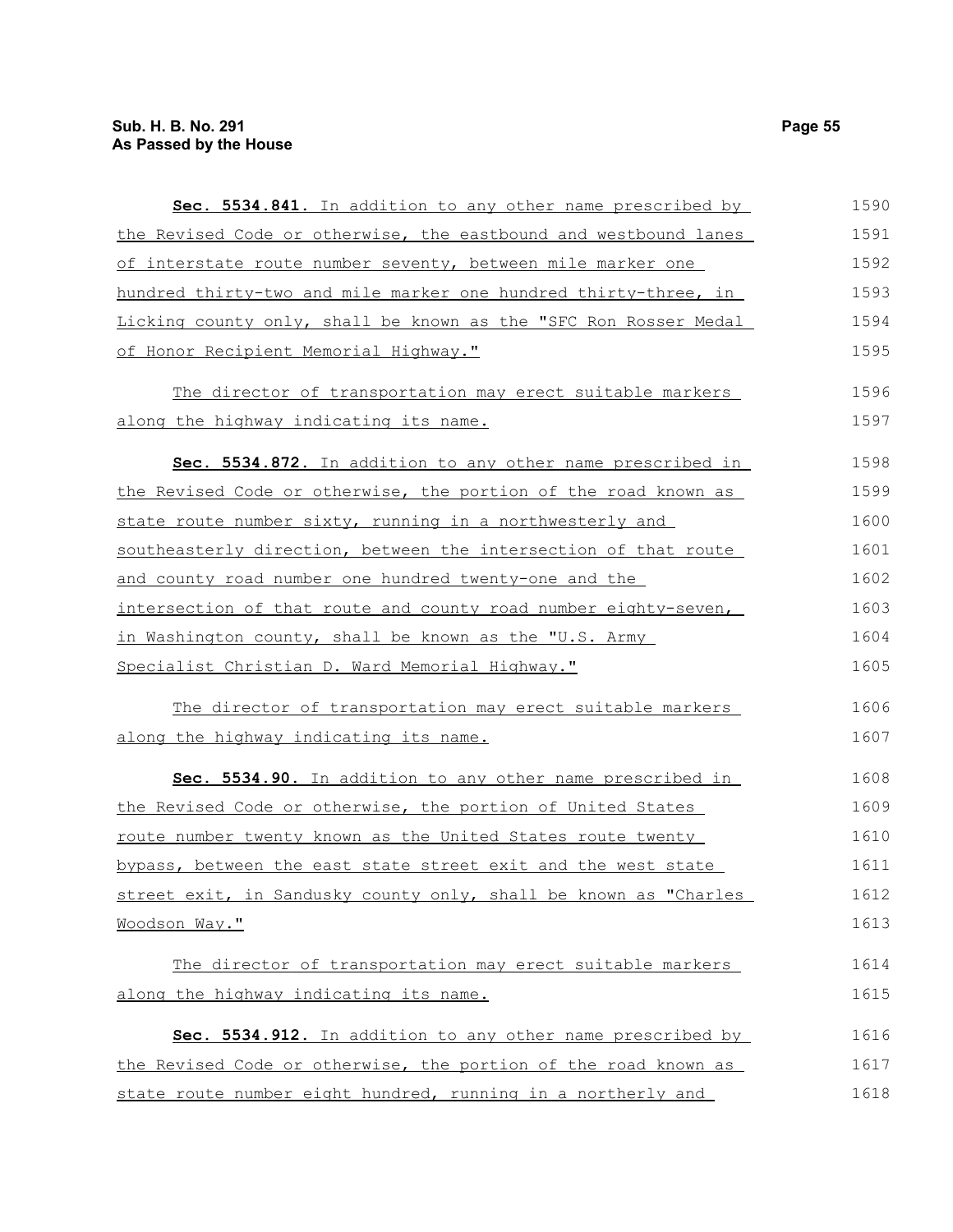**Sec. 5534.841.** In addition to any other name prescribed by the Revised Code or otherwise, the eastbound and westbound lanes of interstate route number seventy, between mile marker one hundred thirty-two and mile marker one hundred thirty-three, in Licking county only, shall be known as the "SFC Ron Rosser Medal of Honor Recipient Memorial Highway."

The director of transportation may erect suitable markers along the highway indicating its name.

**Sec. 5534.872.** In addition to any other name prescribed in the Revised Code or otherwise, the portion of the road known as state route number sixty, running in a northwesterly and southeasterly direction, between the intersection of that route and county road number one hundred twenty-one and the intersection of that route and county road number eighty-seven, in Washington county, shall be known as the "U.S. Army Specialist Christian D. Ward Memorial Highway."

The director of transportation may erect suitable markers along the highway indicating its name.

**Sec. 5534.90.** In addition to any other name prescribed in the Revised Code or otherwise, the portion of United States route number twenty known as the United States route twenty bypass, between the east state street exit and the west state street exit, in Sandusky county only, shall be known as "Charles Woodson Way."

The director of transportation may erect suitable markers along the highway indicating its name.

**Sec. 5534.912.** In addition to any other name prescribed by the Revised Code or otherwise, the portion of the road known as state route number eight hundred, running in a northerly and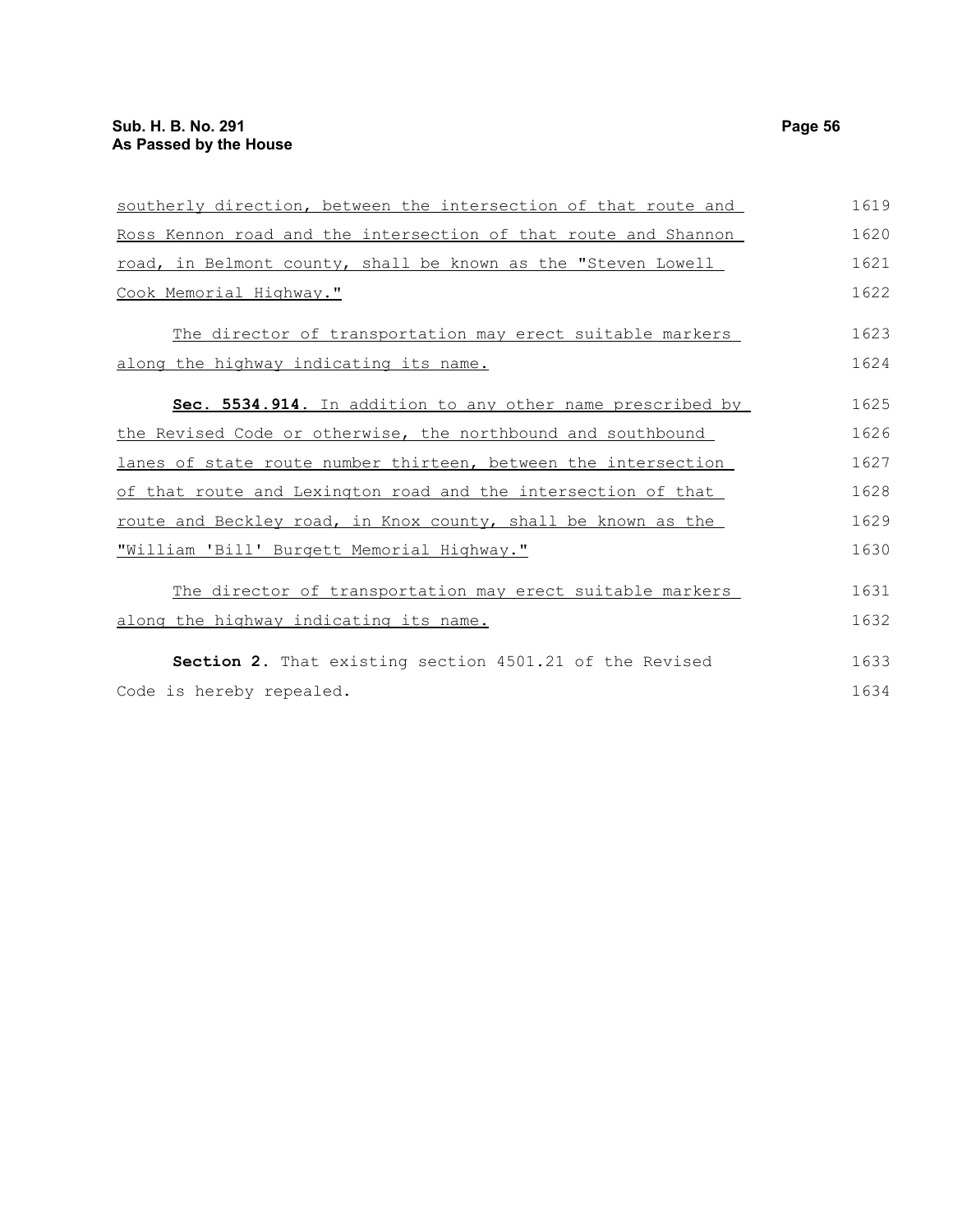southerly direction, between the intersection of that route and Ross Kennon road and the intersection of that route and Shannon road, in Belmont county, shall be known as the "Steven Lowell Cook Memorial Highway."

The director of transportation may erect suitable markers along the highway indicating its name.

**Sec. 5534.914.** In addition to any other name prescribed by the Revised Code or otherwise, the northbound and southbound lanes of state route number thirteen, between the intersection of that route and Lexington road and the intersection of that route and Beckley road, in Knox county, shall be known as the "William 'Bill' Burgett Memorial Highway."

The director of transportation may erect suitable markers along the highway indicating its name.

**Section 2.** That existing section 4501.21 of the Revised Code is hereby repealed.